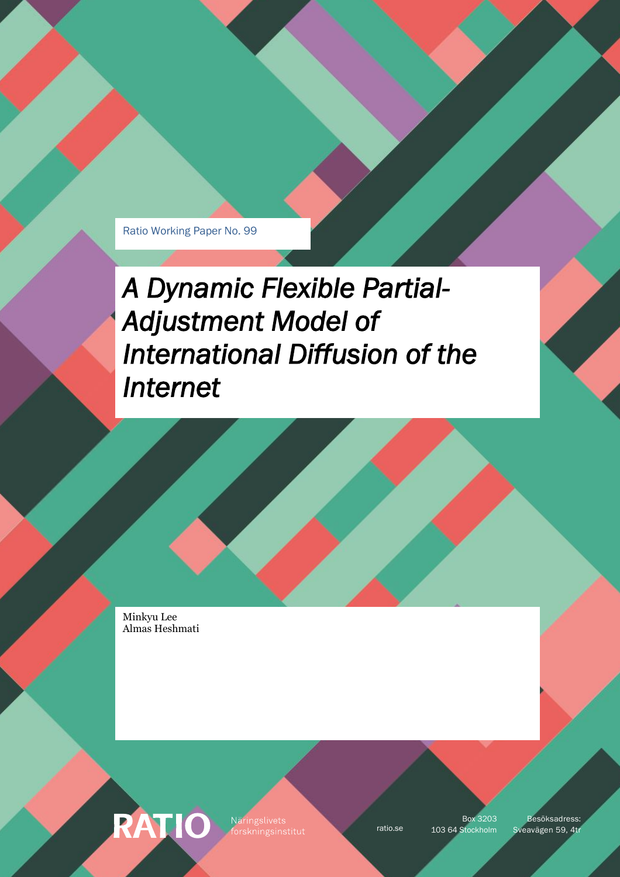Ratio Working Paper No. 99

# A Dynamic Flexible Partial-Adjustment Model of International Diffusion of the Internet

Minkyu Lee
Almas Heshmati

RATIO Näringslivets forskningsinstitut

ratio.se

Box 3203
103 64 Stockholm

Besöksadress:
Sveavägen 59, 4tr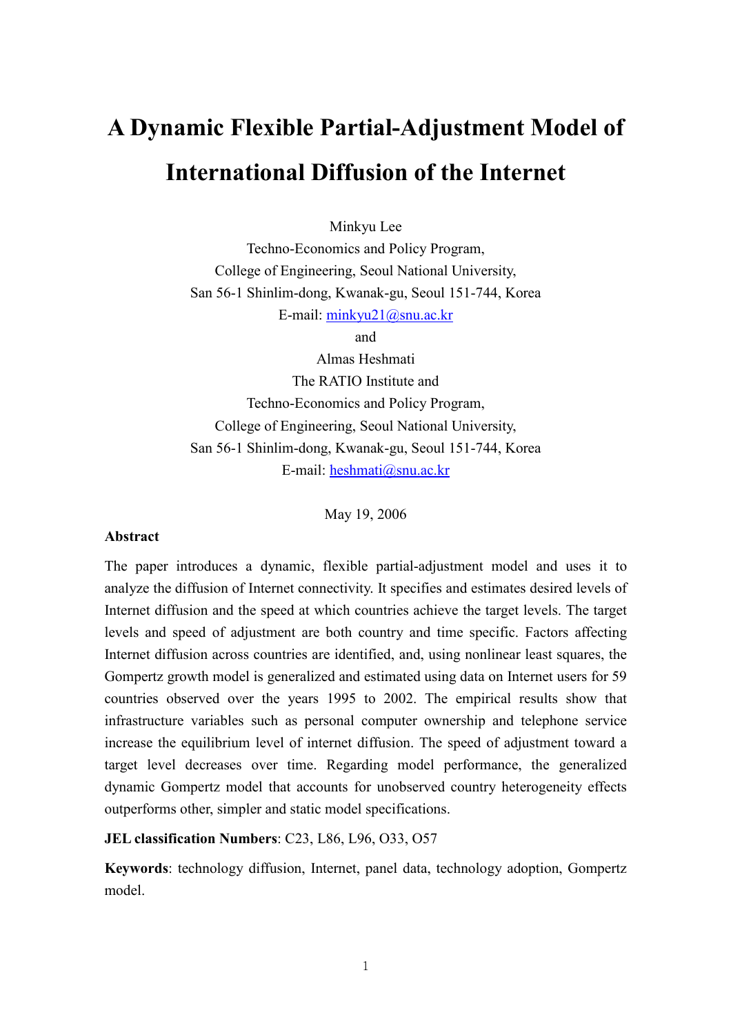# A Dynamic Flexible Partial-Adjustment Model of International Diffusion of the Internet

Minkyu Lee
Techno-Economics and Policy Program,
College of Engineering, Seoul National University,
San 56-1 Shinlim-dong, Kwanak-gu, Seoul 151-744, Korea
E-mail: minkyu21@snu.ac.kr

and

Almas Heshmati
The RATIO Institute and
Techno-Economics and Policy Program,
College of Engineering, Seoul National University,
San 56-1 Shinlim-dong, Kwanak-gu, Seoul 151-744, Korea
E-mail: heshmati@snu.ac.kr

May 19, 2006

**Abstract**

The paper introduces a dynamic, flexible partial-adjustment model and uses it to analyze the diffusion of Internet connectivity. It specifies and estimates desired levels of Internet diffusion and the speed at which countries achieve the target levels. The target levels and speed of adjustment are both country and time specific. Factors affecting Internet diffusion across countries are identified, and, using nonlinear least squares, the Gompertz growth model is generalized and estimated using data on Internet users for 59 countries observed over the years 1995 to 2002. The empirical results show that infrastructure variables such as personal computer ownership and telephone service increase the equilibrium level of internet diffusion. The speed of adjustment toward a target level decreases over time. Regarding model performance, the generalized dynamic Gompertz model that accounts for unobserved country heterogeneity effects outperforms other, simpler and static model specifications.

**JEL classification Numbers**: C23, L86, L96, O33, O57

**Keywords**: technology diffusion, Internet, panel data, technology adoption, Gompertz model.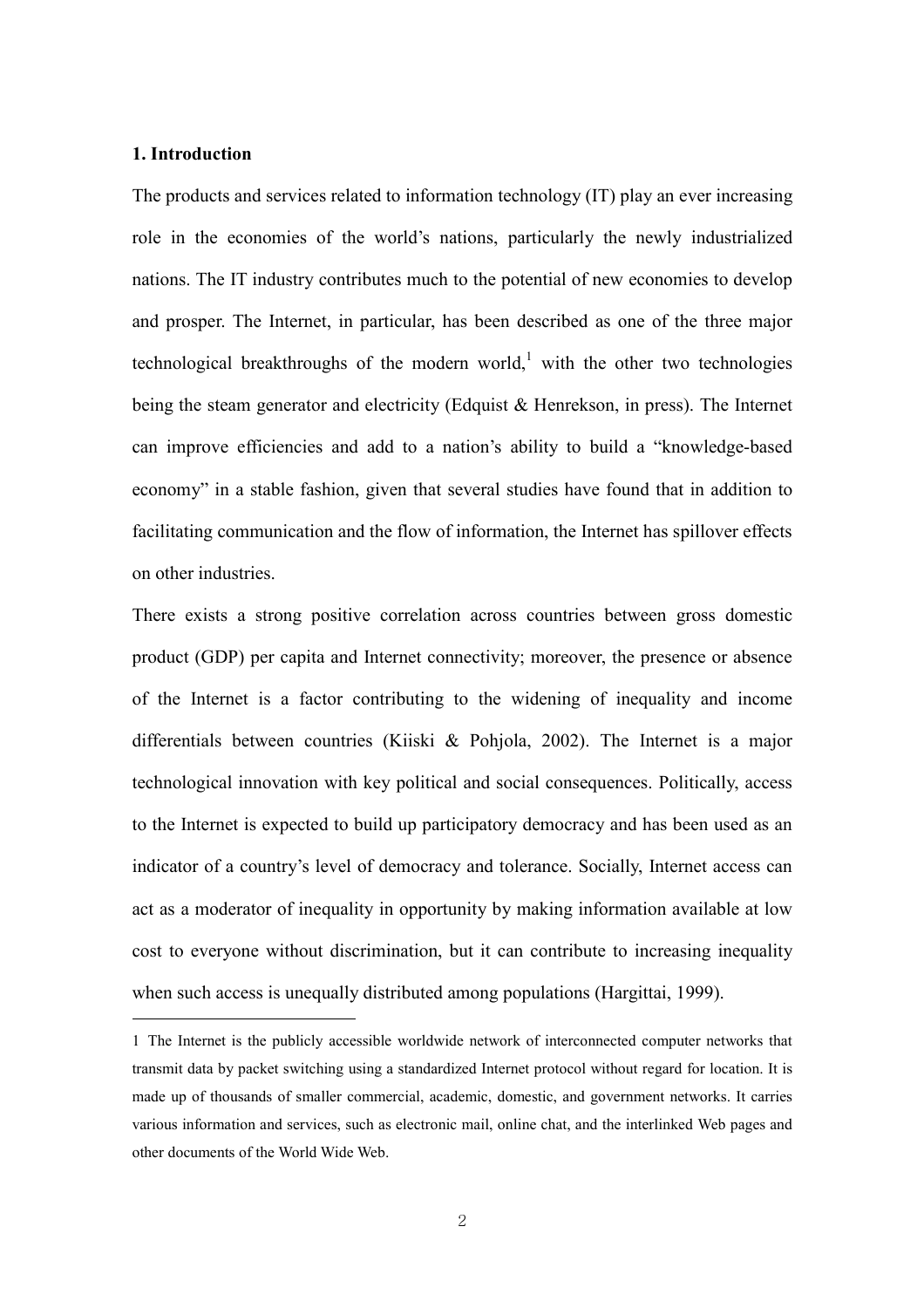## 1. Introduction

The products and services related to information technology (IT) play an ever increasing role in the economies of the world's nations, particularly the newly industrialized nations. The IT industry contributes much to the potential of new economies to develop and prosper. The Internet, in particular, has been described as one of the three major technological breakthroughs of the modern world,[1] with the other two technologies being the steam generator and electricity (Edquist & Henrekson, in press). The Internet can improve efficiencies and add to a nation's ability to build a "knowledge-based economy" in a stable fashion, given that several studies have found that in addition to facilitating communication and the flow of information, the Internet has spillover effects on other industries.

There exists a strong positive correlation across countries between gross domestic product (GDP) per capita and Internet connectivity; moreover, the presence or absence of the Internet is a factor contributing to the widening of inequality and income differentials between countries (Kiiski & Pohjola, 2002). The Internet is a major technological innovation with key political and social consequences. Politically, access to the Internet is expected to build up participatory democracy and has been used as an indicator of a country's level of democracy and tolerance. Socially, Internet access can act as a moderator of inequality in opportunity by making information available at low cost to everyone without discrimination, but it can contribute to increasing inequality when such access is unequally distributed among populations (Hargittai, 1999).

---

1 The Internet is the publicly accessible worldwide network of interconnected computer networks that transmit data by packet switching using a standardized Internet protocol without regard for location. It is made up of thousands of smaller commercial, academic, domestic, and government networks. It carries various information and services, such as electronic mail, online chat, and the interlinked Web pages and other documents of the World Wide Web.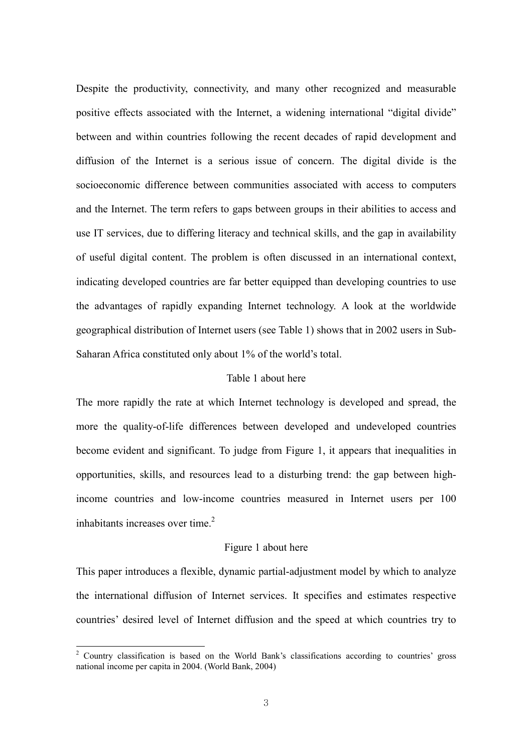Despite the productivity, connectivity, and many other recognized and measurable positive effects associated with the Internet, a widening international "digital divide" between and within countries following the recent decades of rapid development and diffusion of the Internet is a serious issue of concern. The digital divide is the socioeconomic difference between communities associated with access to computers and the Internet. The term refers to gaps between groups in their abilities to access and use IT services, due to differing literacy and technical skills, and the gap in availability of useful digital content. The problem is often discussed in an international context, indicating developed countries are far better equipped than developing countries to use the advantages of rapidly expanding Internet technology. A look at the worldwide geographical distribution of Internet users (see Table 1) shows that in 2002 users in Sub-Saharan Africa constituted only about 1% of the world's total.

Table 1 about here

The more rapidly the rate at which Internet technology is developed and spread, the more the quality-of-life differences between developed and undeveloped countries become evident and significant. To judge from Figure 1, it appears that inequalities in opportunities, skills, and resources lead to a disturbing trend: the gap between high-income countries and low-income countries measured in Internet users per 100 inhabitants increases over time.[2]

Figure 1 about here

This paper introduces a flexible, dynamic partial-adjustment model by which to analyze the international diffusion of Internet services. It specifies and estimates respective countries' desired level of Internet diffusion and the speed at which countries try to

[2] Country classification is based on the World Bank's classifications according to countries' gross national income per capita in 2004. (World Bank, 2004)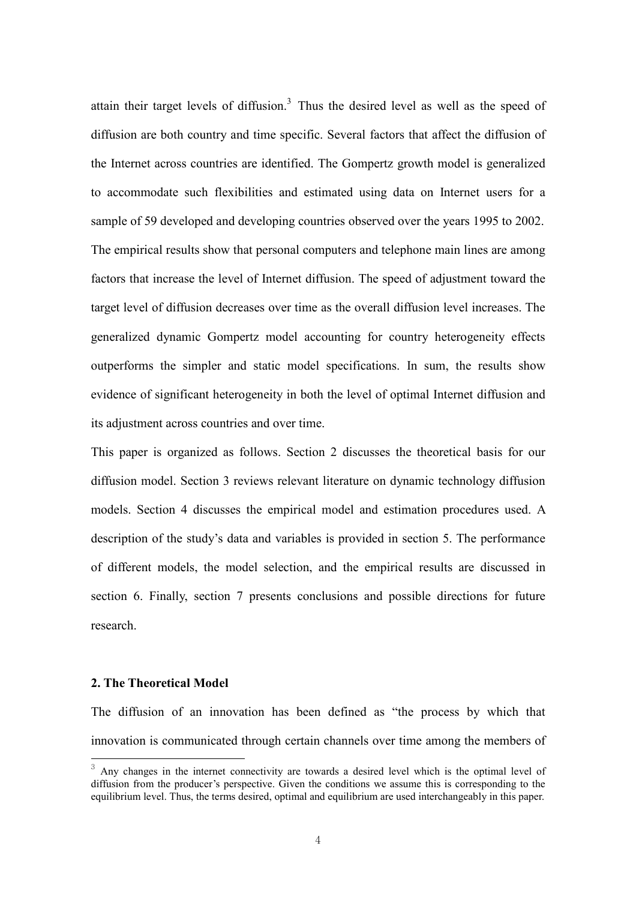attain their target levels of diffusion.[3] Thus the desired level as well as the speed of diffusion are both country and time specific. Several factors that affect the diffusion of the Internet across countries are identified. The Gompertz growth model is generalized to accommodate such flexibilities and estimated using data on Internet users for a sample of 59 developed and developing countries observed over the years 1995 to 2002. The empirical results show that personal computers and telephone main lines are among factors that increase the level of Internet diffusion. The speed of adjustment toward the target level of diffusion decreases over time as the overall diffusion level increases. The generalized dynamic Gompertz model accounting for country heterogeneity effects outperforms the simpler and static model specifications. In sum, the results show evidence of significant heterogeneity in both the level of optimal Internet diffusion and its adjustment across countries and over time.

This paper is organized as follows. Section 2 discusses the theoretical basis for our diffusion model. Section 3 reviews relevant literature on dynamic technology diffusion models. Section 4 discusses the empirical model and estimation procedures used. A description of the study's data and variables is provided in section 5. The performance of different models, the model selection, and the empirical results are discussed in section 6. Finally, section 7 presents conclusions and possible directions for future research.

## 2. The Theoretical Model

The diffusion of an innovation has been defined as "the process by which that innovation is communicated through certain channels over time among the members of

[3] Any changes in the internet connectivity are towards a desired level which is the optimal level of diffusion from the producer's perspective. Given the conditions we assume this is corresponding to the equilibrium level. Thus, the terms desired, optimal and equilibrium are used interchangeably in this paper.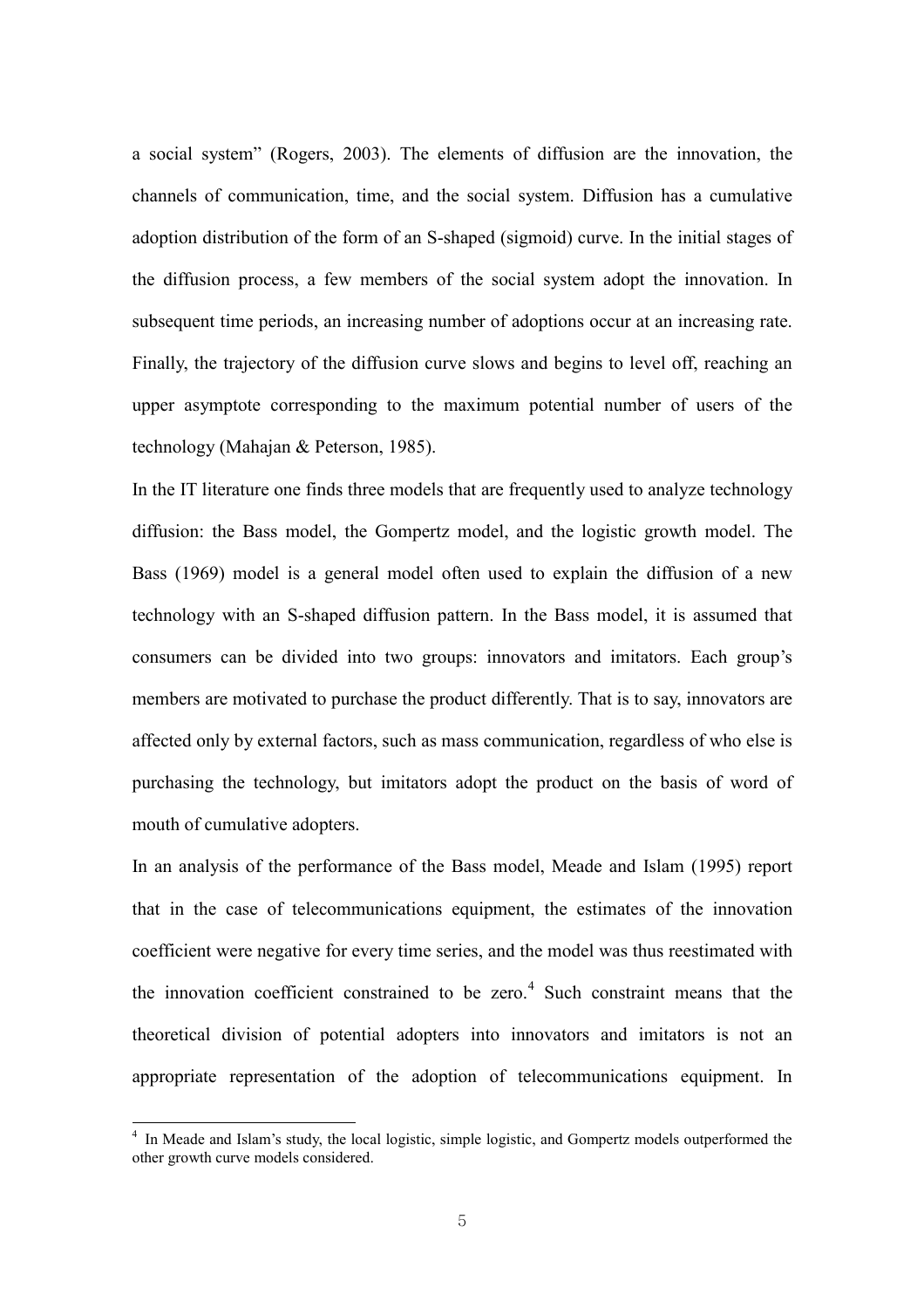a social system" (Rogers, 2003). The elements of diffusion are the innovation, the channels of communication, time, and the social system. Diffusion has a cumulative adoption distribution of the form of an S-shaped (sigmoid) curve. In the initial stages of the diffusion process, a few members of the social system adopt the innovation. In subsequent time periods, an increasing number of adoptions occur at an increasing rate. Finally, the trajectory of the diffusion curve slows and begins to level off, reaching an upper asymptote corresponding to the maximum potential number of users of the technology (Mahajan & Peterson, 1985).

In the IT literature one finds three models that are frequently used to analyze technology diffusion: the Bass model, the Gompertz model, and the logistic growth model. The Bass (1969) model is a general model often used to explain the diffusion of a new technology with an S-shaped diffusion pattern. In the Bass model, it is assumed that consumers can be divided into two groups: innovators and imitators. Each group's members are motivated to purchase the product differently. That is to say, innovators are affected only by external factors, such as mass communication, regardless of who else is purchasing the technology, but imitators adopt the product on the basis of word of mouth of cumulative adopters.

In an analysis of the performance of the Bass model, Meade and Islam (1995) report that in the case of telecommunications equipment, the estimates of the innovation coefficient were negative for every time series, and the model was thus reestimated with the innovation coefficient constrained to be zero.[4] Such constraint means that the theoretical division of potential adopters into innovators and imitators is not an appropriate representation of the adoption of telecommunications equipment. In

[4] In Meade and Islam's study, the local logistic, simple logistic, and Gompertz models outperformed the other growth curve models considered.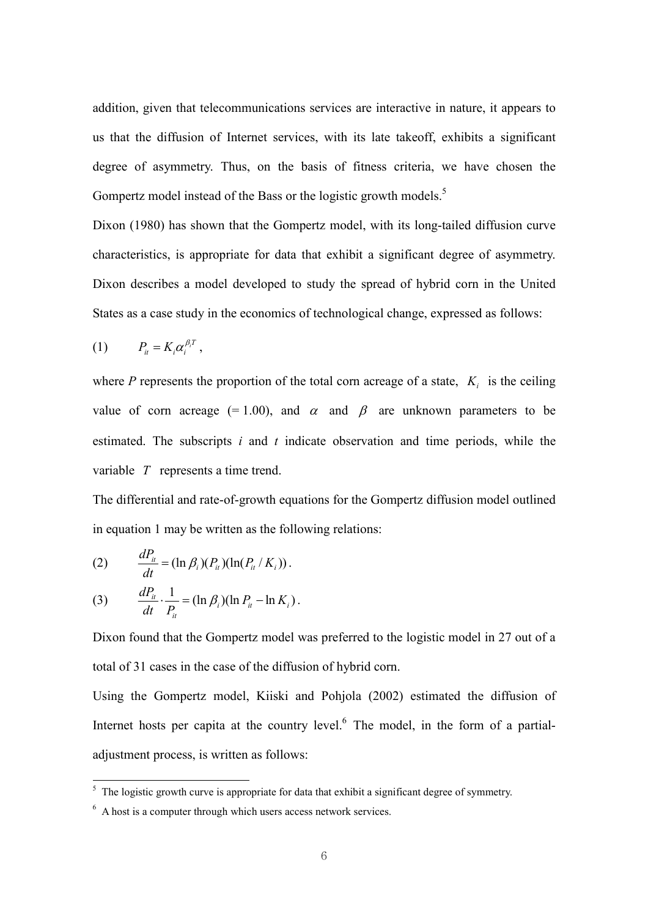addition, given that telecommunications services are interactive in nature, it appears to us that the diffusion of Internet services, with its late takeoff, exhibits a significant degree of asymmetry. Thus, on the basis of fitness criteria, we have chosen the Gompertz model instead of the Bass or the logistic growth models.[5]

Dixon (1980) has shown that the Gompertz model, with its long-tailed diffusion curve characteristics, is appropriate for data that exhibit a significant degree of asymmetry. Dixon describes a model developed to study the spread of hybrid corn in the United States as a case study in the economics of technological change, expressed as follows:

$$(1) \qquad P_{it} = K_i \alpha_i^{\beta_i T},$$

where $P$ represents the proportion of the total corn acreage of a state, $K_i$ is the ceiling value of corn acreage (= 1.00), and $\alpha$ and $\beta$ are unknown parameters to be estimated. The subscripts $i$ and $t$ indicate observation and time periods, while the variable $T$ represents a time trend.

The differential and rate-of-growth equations for the Gompertz diffusion model outlined in equation 1 may be written as the following relations:

$$(2) \qquad \frac{dP_{it}}{dt} = (\ln \beta_i)(P_{it})(\ln(P_{it} / K_i)).$$

$$(3) \qquad \frac{dP_{it}}{dt} \cdot \frac{1}{P_{it}} = (\ln \beta_i)(\ln P_{it} - \ln K_i).$$

Dixon found that the Gompertz model was preferred to the logistic model in 27 out of a total of 31 cases in the case of the diffusion of hybrid corn.

Using the Gompertz model, Kiiski and Pohjola (2002) estimated the diffusion of Internet hosts per capita at the country level.[6] The model, in the form of a partial-adjustment process, is written as follows:

---

[5] The logistic growth curve is appropriate for data that exhibit a significant degree of symmetry.

[6] A host is a computer through which users access network services.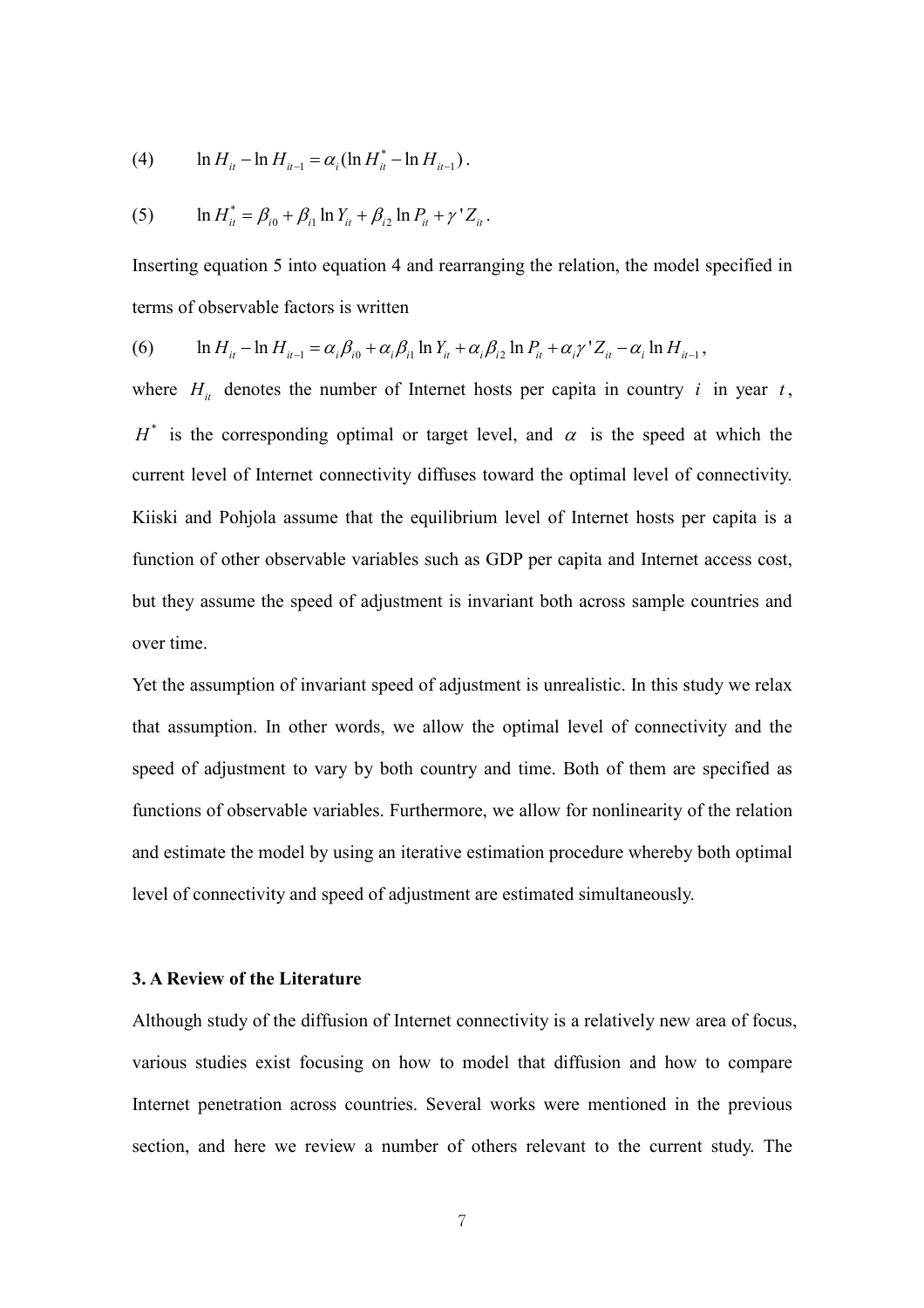(4) $\ln H_{it} - \ln H_{it-1} = \alpha_i (\ln H^*_{it} - \ln H_{it-1})$.

(5) $\ln H^*_{it} = \beta_{i0} + \beta_{i1} \ln Y_{it} + \beta_{i2} \ln P_{it} + \gamma ' Z_{it}$.

Inserting equation 5 into equation 4 and rearranging the relation, the model specified in terms of observable factors is written

(6) $\ln H_{it} - \ln H_{it-1} = \alpha_i \beta_{i0} + \alpha_i \beta_{i1} \ln Y_{it} + \alpha_i \beta_{i2} \ln P_{it} + \alpha_i \gamma ' Z_{it} - \alpha_i \ln H_{it-1}$,

where $H_{it}$ denotes the number of Internet hosts per capita in country $i$ in year $t$, $H^*$ is the corresponding optimal or target level, and $\alpha$ is the speed at which the current level of Internet connectivity diffuses toward the optimal level of connectivity. Kiiski and Pohjola assume that the equilibrium level of Internet hosts per capita is a function of other observable variables such as GDP per capita and Internet access cost, but they assume the speed of adjustment is invariant both across sample countries and over time.

Yet the assumption of invariant speed of adjustment is unrealistic. In this study we relax that assumption. In other words, we allow the optimal level of connectivity and the speed of adjustment to vary by both country and time. Both of them are specified as functions of observable variables. Furthermore, we allow for nonlinearity of the relation and estimate the model by using an iterative estimation procedure whereby both optimal level of connectivity and speed of adjustment are estimated simultaneously.

### 3. A Review of the Literature

Although study of the diffusion of Internet connectivity is a relatively new area of focus, various studies exist focusing on how to model that diffusion and how to compare Internet penetration across countries. Several works were mentioned in the previous section, and here we review a number of others relevant to the current study. The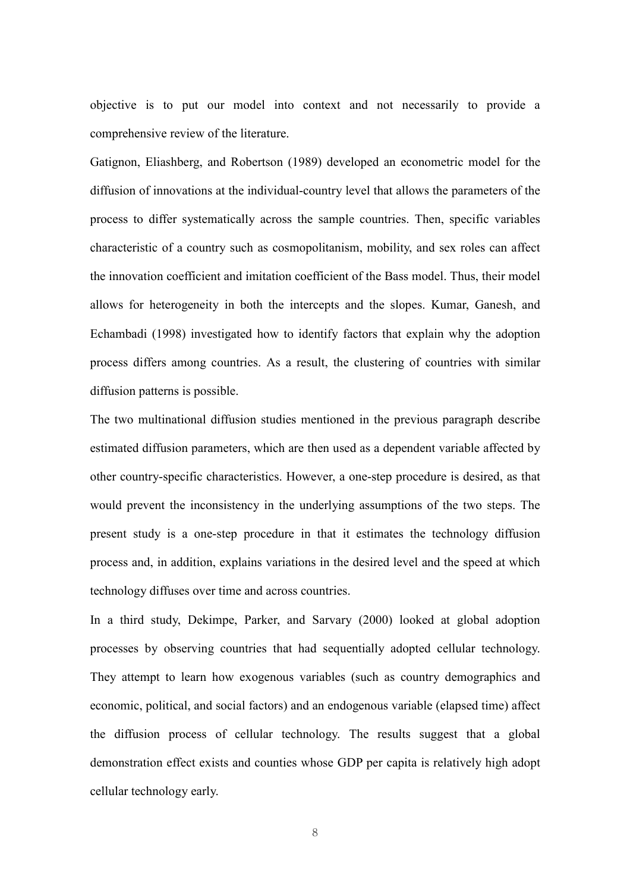objective is to put our model into context and not necessarily to provide a comprehensive review of the literature.

Gatignon, Eliashberg, and Robertson (1989) developed an econometric model for the diffusion of innovations at the individual-country level that allows the parameters of the process to differ systematically across the sample countries. Then, specific variables characteristic of a country such as cosmopolitanism, mobility, and sex roles can affect the innovation coefficient and imitation coefficient of the Bass model. Thus, their model allows for heterogeneity in both the intercepts and the slopes. Kumar, Ganesh, and Echambadi (1998) investigated how to identify factors that explain why the adoption process differs among countries. As a result, the clustering of countries with similar diffusion patterns is possible.

The two multinational diffusion studies mentioned in the previous paragraph describe estimated diffusion parameters, which are then used as a dependent variable affected by other country-specific characteristics. However, a one-step procedure is desired, as that would prevent the inconsistency in the underlying assumptions of the two steps. The present study is a one-step procedure in that it estimates the technology diffusion process and, in addition, explains variations in the desired level and the speed at which technology diffuses over time and across countries.

In a third study, Dekimpe, Parker, and Sarvary (2000) looked at global adoption processes by observing countries that had sequentially adopted cellular technology. They attempt to learn how exogenous variables (such as country demographics and economic, political, and social factors) and an endogenous variable (elapsed time) affect the diffusion process of cellular technology. The results suggest that a global demonstration effect exists and counties whose GDP per capita is relatively high adopt cellular technology early.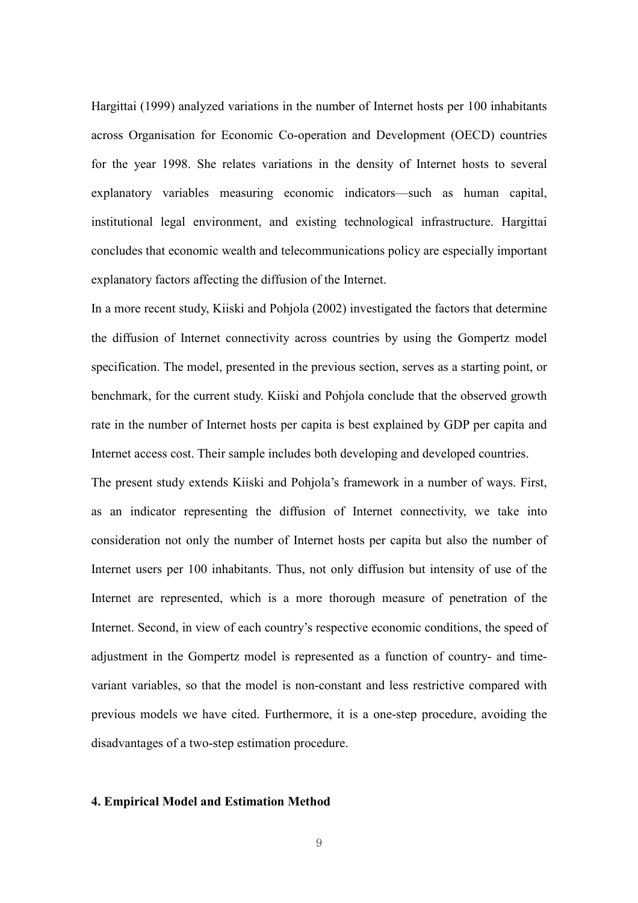Hargittai (1999) analyzed variations in the number of Internet hosts per 100 inhabitants across Organisation for Economic Co-operation and Development (OECD) countries for the year 1998. She relates variations in the density of Internet hosts to several explanatory variables measuring economic indicators—such as human capital, institutional legal environment, and existing technological infrastructure. Hargittai concludes that economic wealth and telecommunications policy are especially important explanatory factors affecting the diffusion of the Internet.

In a more recent study, Kiiski and Pohjola (2002) investigated the factors that determine the diffusion of Internet connectivity across countries by using the Gompertz model specification. The model, presented in the previous section, serves as a starting point, or benchmark, for the current study. Kiiski and Pohjola conclude that the observed growth rate in the number of Internet hosts per capita is best explained by GDP per capita and Internet access cost. Their sample includes both developing and developed countries.

The present study extends Kiiski and Pohjola's framework in a number of ways. First, as an indicator representing the diffusion of Internet connectivity, we take into consideration not only the number of Internet hosts per capita but also the number of Internet users per 100 inhabitants. Thus, not only diffusion but intensity of use of the Internet are represented, which is a more thorough measure of penetration of the Internet. Second, in view of each country's respective economic conditions, the speed of adjustment in the Gompertz model is represented as a function of country- and time-variant variables, so that the model is non-constant and less restrictive compared with previous models we have cited. Furthermore, it is a one-step procedure, avoiding the disadvantages of a two-step estimation procedure.

**4. Empirical Model and Estimation Method**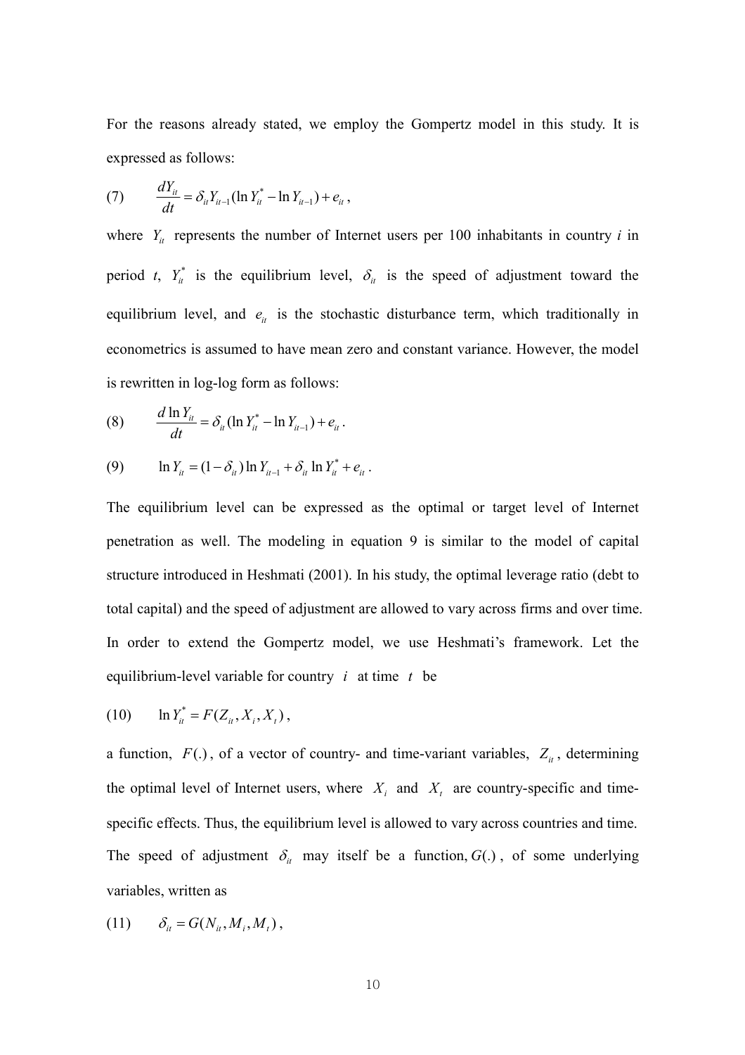For the reasons already stated, we employ the Gompertz model in this study. It is expressed as follows:

$$(7) \qquad \frac{dY_{it}}{dt} = \delta_{it} Y_{it-1} (\ln Y_{it}^* - \ln Y_{it-1}) + e_{it} \,,$$

where $Y_{it}$ represents the number of Internet users per 100 inhabitants in country *i* in period *t*, $Y_{it}^*$ is the equilibrium level, $\delta_{it}$ is the speed of adjustment toward the equilibrium level, and $e_{it}$ is the stochastic disturbance term, which traditionally in econometrics is assumed to have mean zero and constant variance. However, the model is rewritten in log-log form as follows:

$$(8) \qquad \frac{d \ln Y_{it}}{dt} = \delta_{it} (\ln Y_{it}^* - \ln Y_{it-1}) + e_{it} \,.$$

$$(9) \qquad \ln Y_{it} = (1 - \delta_{it}) \ln Y_{it-1} + \delta_{it} \ln Y_{it}^* + e_{it} \,.$$

The equilibrium level can be expressed as the optimal or target level of Internet penetration as well. The modeling in equation 9 is similar to the model of capital structure introduced in Heshmati (2001). In his study, the optimal leverage ratio (debt to total capital) and the speed of adjustment are allowed to vary across firms and over time. In order to extend the Gompertz model, we use Heshmati's framework. Let the equilibrium-level variable for country $i$ at time $t$ be

$$(10) \qquad \ln Y_{it}^* = F(Z_{it}, X_i, X_t) \,,$$

a function, $F(.)$, of a vector of country- and time-variant variables, $Z_{it}$, determining the optimal level of Internet users, where $X_i$ and $X_t$ are country-specific and time-specific effects. Thus, the equilibrium level is allowed to vary across countries and time. The speed of adjustment $\delta_{it}$ may itself be a function, $G(.)$, of some underlying variables, written as

$$(11) \qquad \delta_{it} = G(N_{it}, M_i, M_t) \,,$$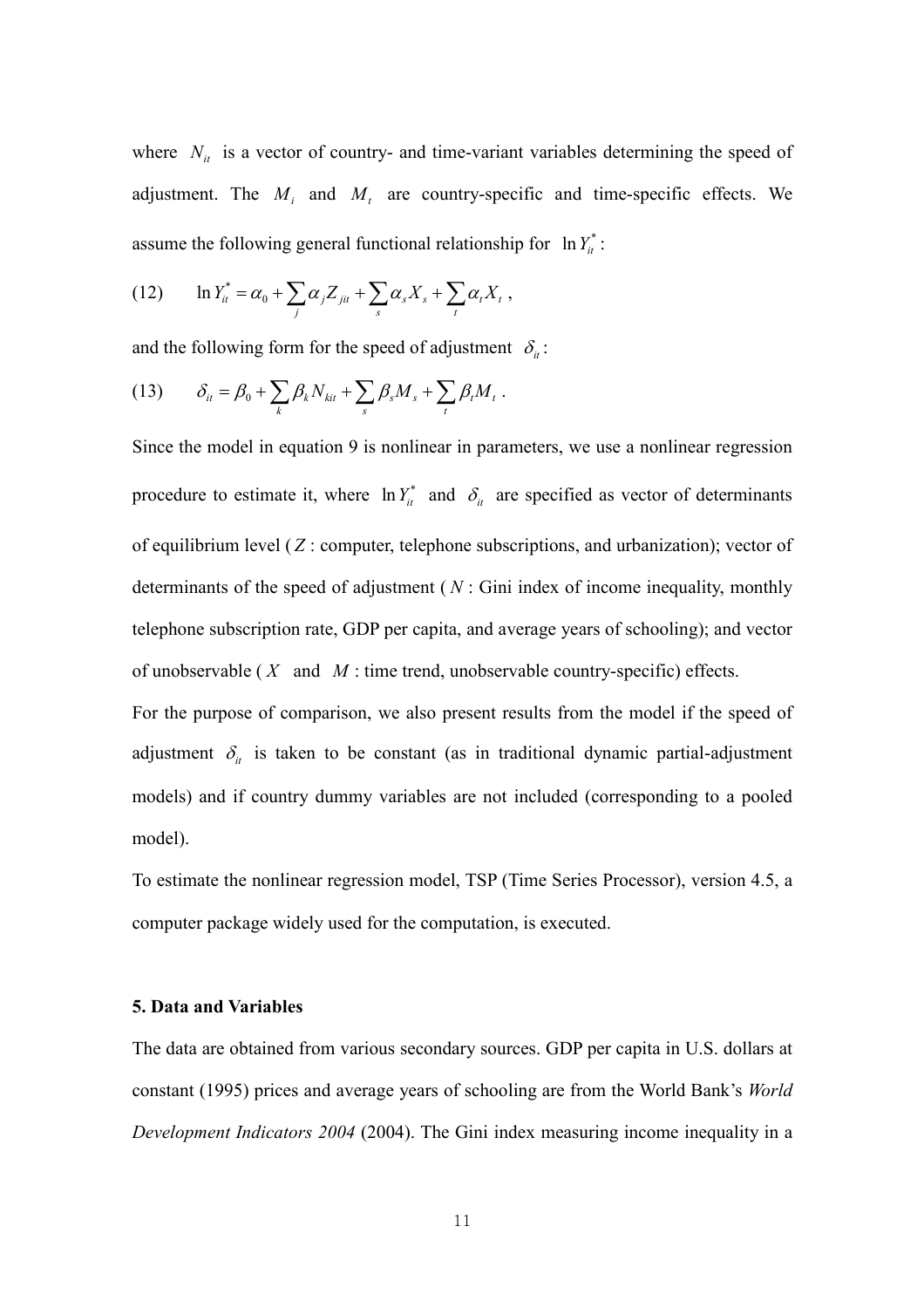where $N_{it}$ is a vector of country- and time-variant variables determining the speed of adjustment. The $M_i$ and $M_t$ are country-specific and time-specific effects. We assume the following general functional relationship for $\ln Y_{it}^*$:

$$(12) \qquad \ln Y_{it}^* = \alpha_0 + \sum_j \alpha_j Z_{jit} + \sum_s \alpha_s X_s + \sum_t \alpha_t X_t \ ,$$

and the following form for the speed of adjustment $\delta_{it}$:

$$(13) \qquad \delta_{it} = \beta_0 + \sum_k \beta_k N_{kit} + \sum_s \beta_s M_s + \sum_t \beta_t M_t \ .$$

Since the model in equation 9 is nonlinear in parameters, we use a nonlinear regression procedure to estimate it, where $\ln Y_{it}^*$ and $\delta_{it}$ are specified as vector of determinants of equilibrium level ($Z$: computer, telephone subscriptions, and urbanization); vector of determinants of the speed of adjustment ($N$: Gini index of income inequality, monthly telephone subscription rate, GDP per capita, and average years of schooling); and vector of unobservable ($X$ and $M$: time trend, unobservable country-specific) effects.

For the purpose of comparison, we also present results from the model if the speed of adjustment $\delta_{it}$ is taken to be constant (as in traditional dynamic partial-adjustment models) and if country dummy variables are not included (corresponding to a pooled model).

To estimate the nonlinear regression model, TSP (Time Series Processor), version 4.5, a computer package widely used for the computation, is executed.

## 5. Data and Variables

The data are obtained from various secondary sources. GDP per capita in U.S. dollars at constant (1995) prices and average years of schooling are from the World Bank's *World Development Indicators 2004* (2004). The Gini index measuring income inequality in a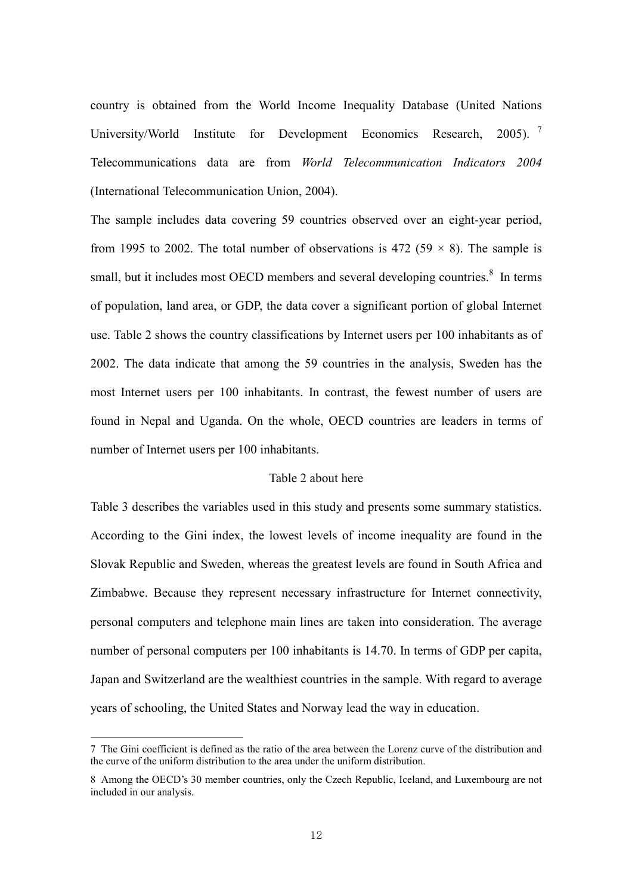country is obtained from the World Income Inequality Database (United Nations University/World Institute for Development Economics Research, 2005).[7] Telecommunications data are from *World Telecommunication Indicators 2004* (International Telecommunication Union, 2004).

The sample includes data covering 59 countries observed over an eight-year period, from 1995 to 2002. The total number of observations is 472 ($59 \times 8$). The sample is small, but it includes most OECD members and several developing countries.[8] In terms of population, land area, or GDP, the data cover a significant portion of global Internet use. Table 2 shows the country classifications by Internet users per 100 inhabitants as of 2002. The data indicate that among the 59 countries in the analysis, Sweden has the most Internet users per 100 inhabitants. In contrast, the fewest number of users are found in Nepal and Uganda. On the whole, OECD countries are leaders in terms of number of Internet users per 100 inhabitants.

Table 2 about here

Table 3 describes the variables used in this study and presents some summary statistics. According to the Gini index, the lowest levels of income inequality are found in the Slovak Republic and Sweden, whereas the greatest levels are found in South Africa and Zimbabwe. Because they represent necessary infrastructure for Internet connectivity, personal computers and telephone main lines are taken into consideration. The average number of personal computers per 100 inhabitants is 14.70. In terms of GDP per capita, Japan and Switzerland are the wealthiest countries in the sample. With regard to average years of schooling, the United States and Norway lead the way in education.

---

7 The Gini coefficient is defined as the ratio of the area between the Lorenz curve of the distribution and the curve of the uniform distribution to the area under the uniform distribution.

8 Among the OECD's 30 member countries, only the Czech Republic, Iceland, and Luxembourg are not included in our analysis.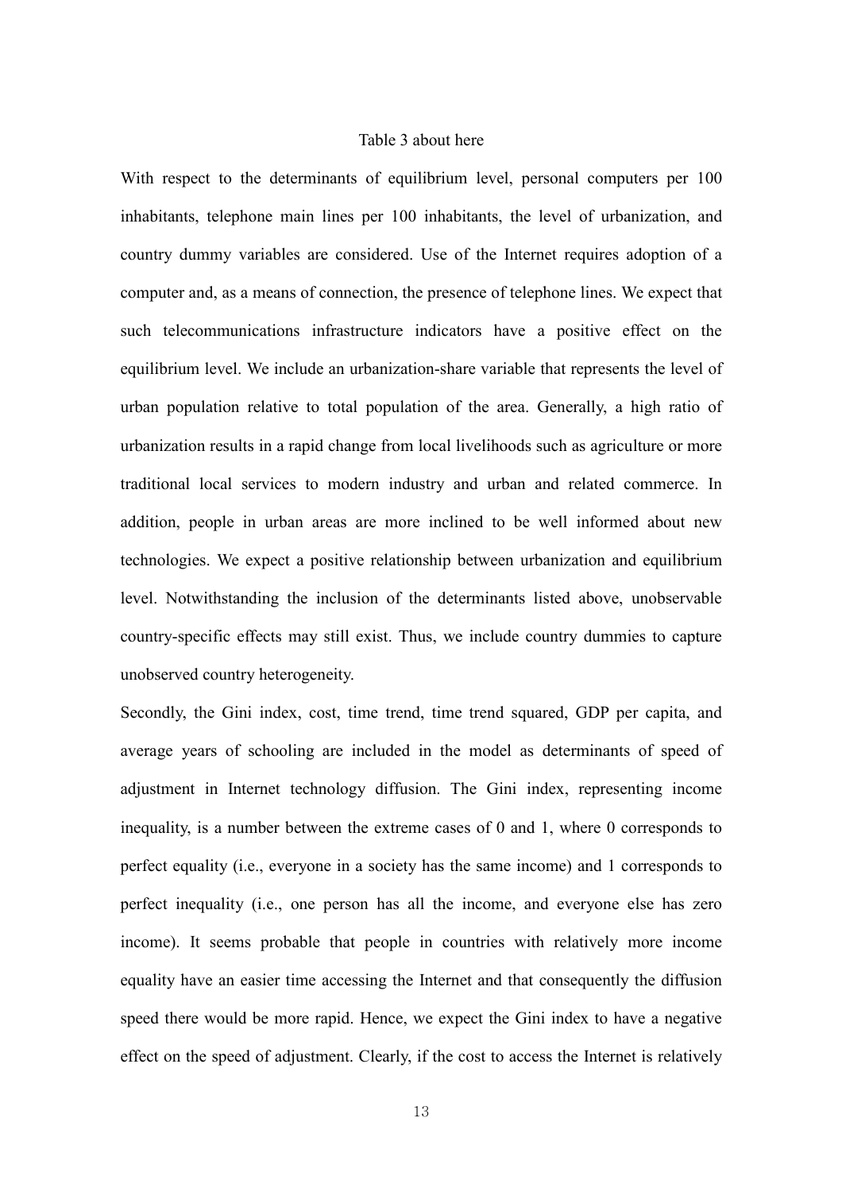Table 3 about here

With respect to the determinants of equilibrium level, personal computers per 100 inhabitants, telephone main lines per 100 inhabitants, the level of urbanization, and country dummy variables are considered. Use of the Internet requires adoption of a computer and, as a means of connection, the presence of telephone lines. We expect that such telecommunications infrastructure indicators have a positive effect on the equilibrium level. We include an urbanization-share variable that represents the level of urban population relative to total population of the area. Generally, a high ratio of urbanization results in a rapid change from local livelihoods such as agriculture or more traditional local services to modern industry and urban and related commerce. In addition, people in urban areas are more inclined to be well informed about new technologies. We expect a positive relationship between urbanization and equilibrium level. Notwithstanding the inclusion of the determinants listed above, unobservable country-specific effects may still exist. Thus, we include country dummies to capture unobserved country heterogeneity.

Secondly, the Gini index, cost, time trend, time trend squared, GDP per capita, and average years of schooling are included in the model as determinants of speed of adjustment in Internet technology diffusion. The Gini index, representing income inequality, is a number between the extreme cases of 0 and 1, where 0 corresponds to perfect equality (i.e., everyone in a society has the same income) and 1 corresponds to perfect inequality (i.e., one person has all the income, and everyone else has zero income). It seems probable that people in countries with relatively more income equality have an easier time accessing the Internet and that consequently the diffusion speed there would be more rapid. Hence, we expect the Gini index to have a negative effect on the speed of adjustment. Clearly, if the cost to access the Internet is relatively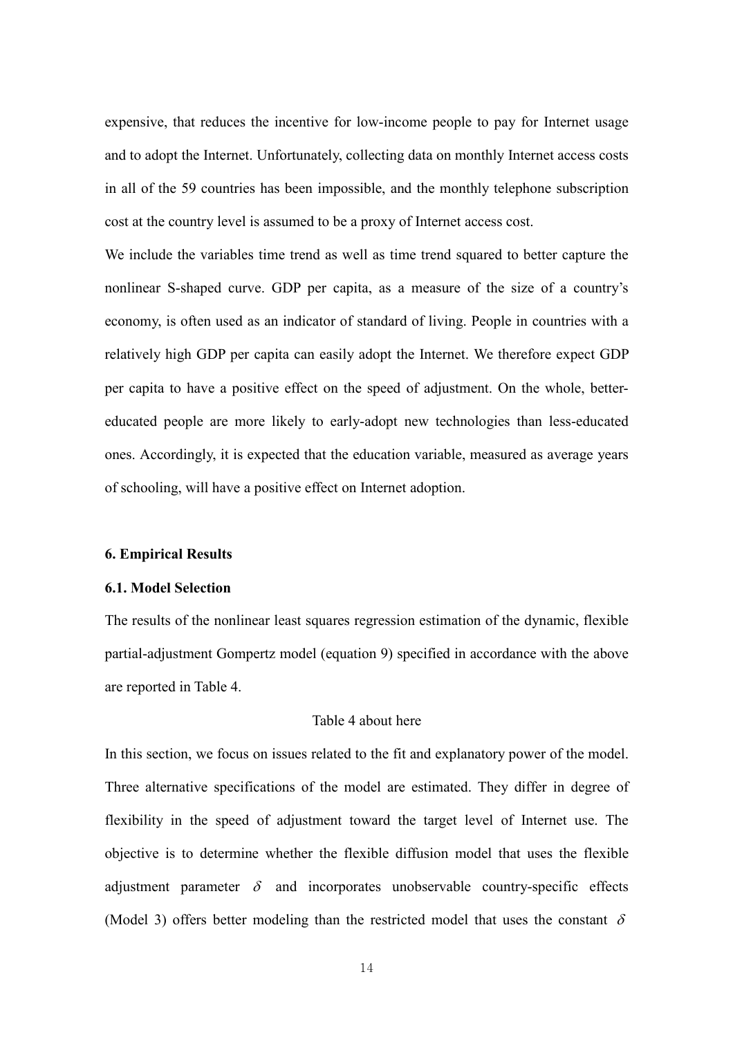expensive, that reduces the incentive for low-income people to pay for Internet usage and to adopt the Internet. Unfortunately, collecting data on monthly Internet access costs in all of the 59 countries has been impossible, and the monthly telephone subscription cost at the country level is assumed to be a proxy of Internet access cost.

We include the variables time trend as well as time trend squared to better capture the nonlinear S-shaped curve. GDP per capita, as a measure of the size of a country's economy, is often used as an indicator of standard of living. People in countries with a relatively high GDP per capita can easily adopt the Internet. We therefore expect GDP per capita to have a positive effect on the speed of adjustment. On the whole, better-educated people are more likely to early-adopt new technologies than less-educated ones. Accordingly, it is expected that the education variable, measured as average years of schooling, will have a positive effect on Internet adoption.

## 6. Empirical Results

### 6.1. Model Selection

The results of the nonlinear least squares regression estimation of the dynamic, flexible partial-adjustment Gompertz model (equation 9) specified in accordance with the above are reported in Table 4.

Table 4 about here

In this section, we focus on issues related to the fit and explanatory power of the model. Three alternative specifications of the model are estimated. They differ in degree of flexibility in the speed of adjustment toward the target level of Internet use. The objective is to determine whether the flexible diffusion model that uses the flexible adjustment parameter $\delta$ and incorporates unobservable country-specific effects (Model 3) offers better modeling than the restricted model that uses the constant $\delta$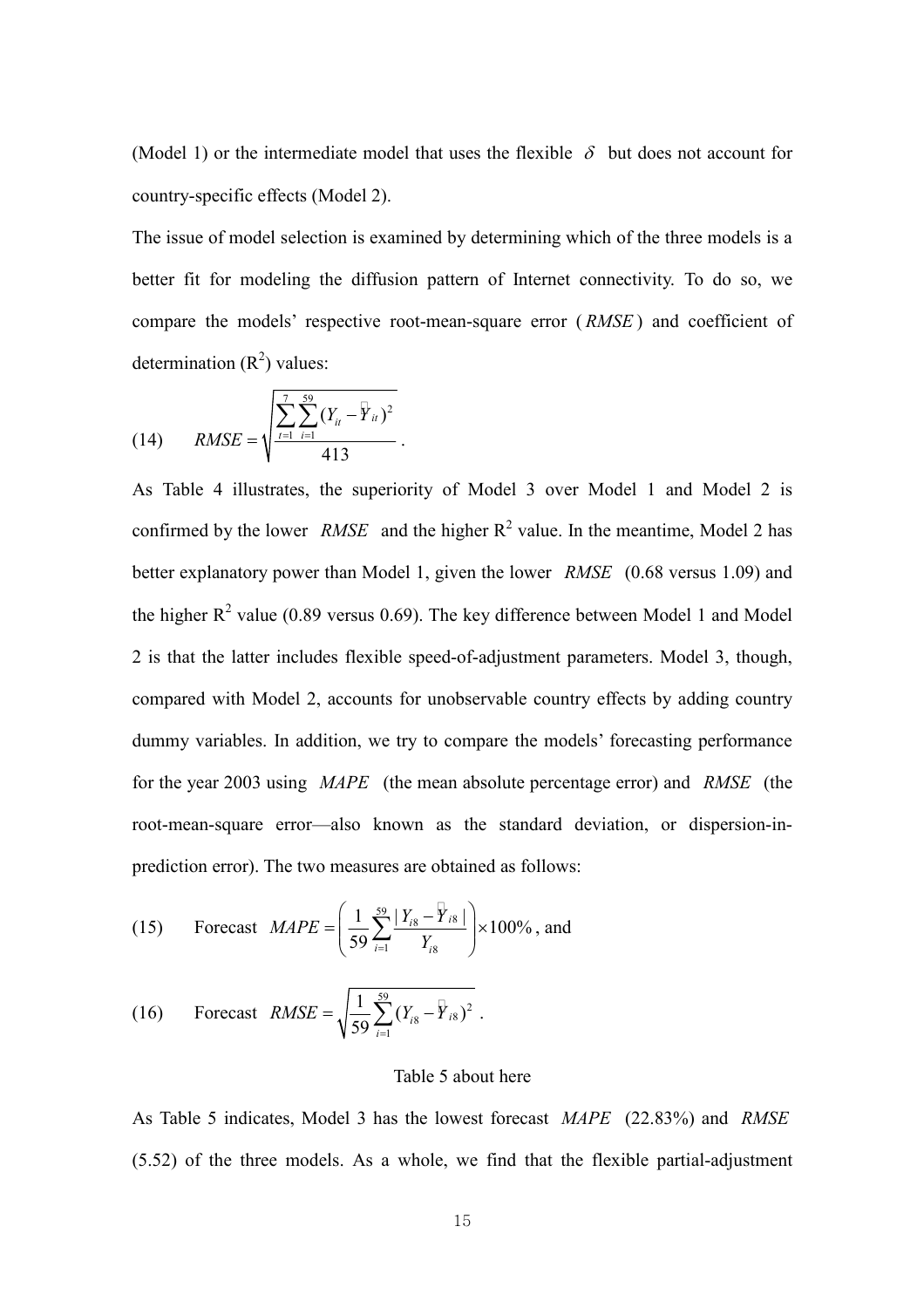(Model 1) or the intermediate model that uses the flexible $\delta$ but does not account for country-specific effects (Model 2).

The issue of model selection is examined by determining which of the three models is a better fit for modeling the diffusion pattern of Internet connectivity. To do so, we compare the models' respective root-mean-square error ($RMSE$) and coefficient of determination ($R^2$) values:

$$(14) \qquad RMSE = \sqrt{\frac{\sum_{t=1}^{7}\sum_{i=1}^{59}(Y_{it} - \hat{Y}_{it})^2}{413}} .$$

As Table 4 illustrates, the superiority of Model 3 over Model 1 and Model 2 is confirmed by the lower $RMSE$ and the higher $R^2$ value. In the meantime, Model 2 has better explanatory power than Model 1, given the lower $RMSE$ (0.68 versus 1.09) and the higher $R^2$ value (0.89 versus 0.69). The key difference between Model 1 and Model 2 is that the latter includes flexible speed-of-adjustment parameters. Model 3, though, compared with Model 2, accounts for unobservable country effects by adding country dummy variables. In addition, we try to compare the models' forecasting performance for the year 2003 using $MAPE$ (the mean absolute percentage error) and $RMSE$ (the root-mean-square error—also known as the standard deviation, or dispersion-in-prediction error). The two measures are obtained as follows:

$$(15) \qquad \text{Forecast } MAPE = \left( \frac{1}{59}\sum_{i=1}^{59}\frac{|Y_{i8} - \hat{Y}_{i8}|}{Y_{i8}} \right) \times 100\% \text{, and}$$

$$(16) \qquad \text{Forecast } RMSE = \sqrt{\frac{1}{59}\sum_{i=1}^{59}(Y_{i8} - \hat{Y}_{i8})^2} .$$

Table 5 about here

As Table 5 indicates, Model 3 has the lowest forecast $MAPE$ (22.83%) and $RMSE$ (5.52) of the three models. As a whole, we find that the flexible partial-adjustment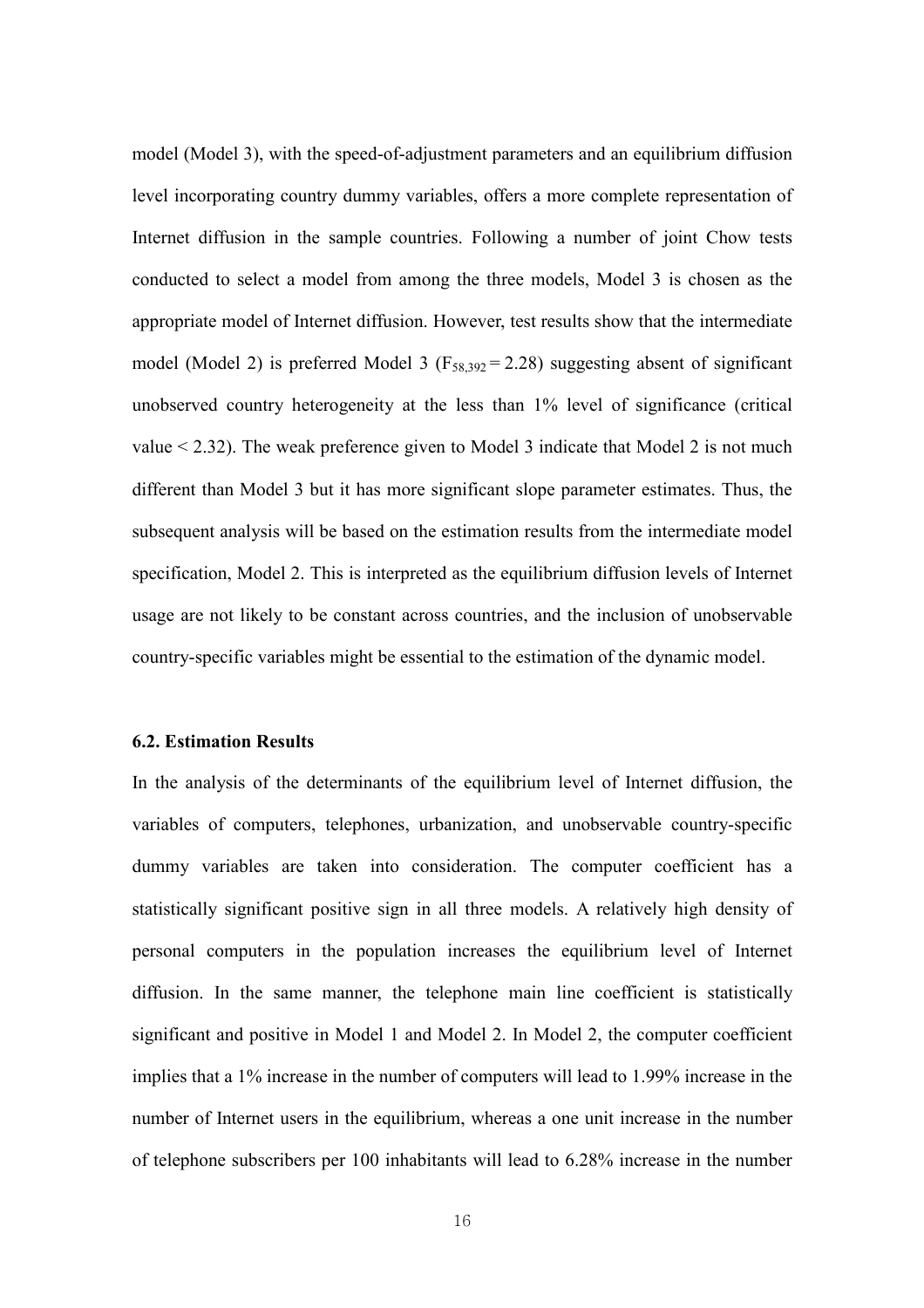model (Model 3), with the speed-of-adjustment parameters and an equilibrium diffusion level incorporating country dummy variables, offers a more complete representation of Internet diffusion in the sample countries. Following a number of joint Chow tests conducted to select a model from among the three models, Model 3 is chosen as the appropriate model of Internet diffusion. However, test results show that the intermediate model (Model 2) is preferred Model 3 ($F_{58,392} = 2.28$) suggesting absent of significant unobserved country heterogeneity at the less than 1% level of significance (critical value < 2.32). The weak preference given to Model 3 indicate that Model 2 is not much different than Model 3 but it has more significant slope parameter estimates. Thus, the subsequent analysis will be based on the estimation results from the intermediate model specification, Model 2. This is interpreted as the equilibrium diffusion levels of Internet usage are not likely to be constant across countries, and the inclusion of unobservable country-specific variables might be essential to the estimation of the dynamic model.

### 6.2. Estimation Results

In the analysis of the determinants of the equilibrium level of Internet diffusion, the variables of computers, telephones, urbanization, and unobservable country-specific dummy variables are taken into consideration. The computer coefficient has a statistically significant positive sign in all three models. A relatively high density of personal computers in the population increases the equilibrium level of Internet diffusion. In the same manner, the telephone main line coefficient is statistically significant and positive in Model 1 and Model 2. In Model 2, the computer coefficient implies that a 1% increase in the number of computers will lead to 1.99% increase in the number of Internet users in the equilibrium, whereas a one unit increase in the number of telephone subscribers per 100 inhabitants will lead to 6.28% increase in the number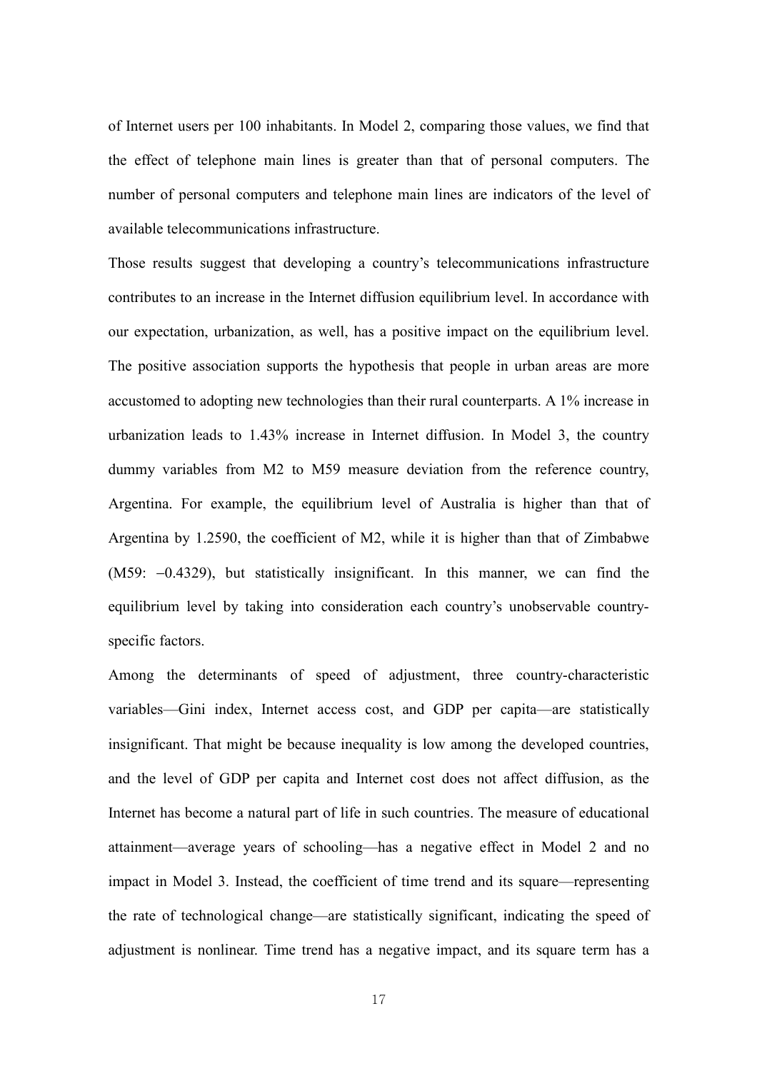of Internet users per 100 inhabitants. In Model 2, comparing those values, we find that the effect of telephone main lines is greater than that of personal computers. The number of personal computers and telephone main lines are indicators of the level of available telecommunications infrastructure.

Those results suggest that developing a country's telecommunications infrastructure contributes to an increase in the Internet diffusion equilibrium level. In accordance with our expectation, urbanization, as well, has a positive impact on the equilibrium level. The positive association supports the hypothesis that people in urban areas are more accustomed to adopting new technologies than their rural counterparts. A 1% increase in urbanization leads to 1.43% increase in Internet diffusion. In Model 3, the country dummy variables from M2 to M59 measure deviation from the reference country, Argentina. For example, the equilibrium level of Australia is higher than that of Argentina by 1.2590, the coefficient of M2, while it is higher than that of Zimbabwe (M59: −0.4329), but statistically insignificant. In this manner, we can find the equilibrium level by taking into consideration each country's unobservable country-specific factors.

Among the determinants of speed of adjustment, three country-characteristic variables—Gini index, Internet access cost, and GDP per capita—are statistically insignificant. That might be because inequality is low among the developed countries, and the level of GDP per capita and Internet cost does not affect diffusion, as the Internet has become a natural part of life in such countries. The measure of educational attainment—average years of schooling—has a negative effect in Model 2 and no impact in Model 3. Instead, the coefficient of time trend and its square—representing the rate of technological change—are statistically significant, indicating the speed of adjustment is nonlinear. Time trend has a negative impact, and its square term has a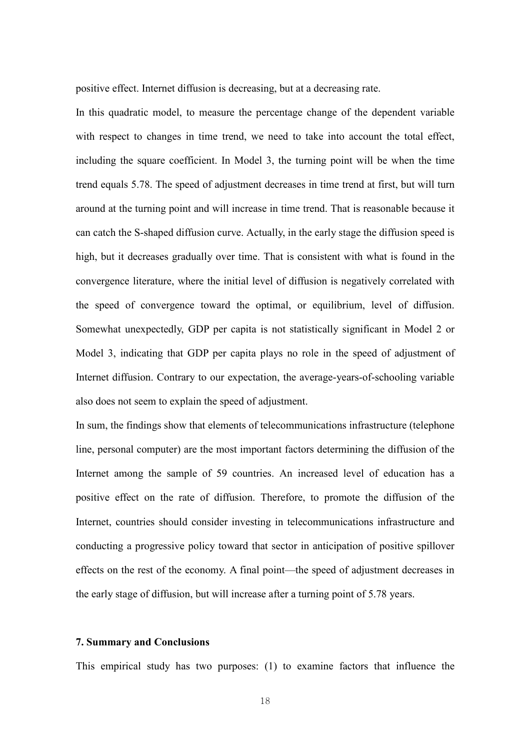positive effect. Internet diffusion is decreasing, but at a decreasing rate.

In this quadratic model, to measure the percentage change of the dependent variable with respect to changes in time trend, we need to take into account the total effect, including the square coefficient. In Model 3, the turning point will be when the time trend equals 5.78. The speed of adjustment decreases in time trend at first, but will turn around at the turning point and will increase in time trend. That is reasonable because it can catch the S-shaped diffusion curve. Actually, in the early stage the diffusion speed is high, but it decreases gradually over time. That is consistent with what is found in the convergence literature, where the initial level of diffusion is negatively correlated with the speed of convergence toward the optimal, or equilibrium, level of diffusion. Somewhat unexpectedly, GDP per capita is not statistically significant in Model 2 or Model 3, indicating that GDP per capita plays no role in the speed of adjustment of Internet diffusion. Contrary to our expectation, the average-years-of-schooling variable also does not seem to explain the speed of adjustment.

In sum, the findings show that elements of telecommunications infrastructure (telephone line, personal computer) are the most important factors determining the diffusion of the Internet among the sample of 59 countries. An increased level of education has a positive effect on the rate of diffusion. Therefore, to promote the diffusion of the Internet, countries should consider investing in telecommunications infrastructure and conducting a progressive policy toward that sector in anticipation of positive spillover effects on the rest of the economy. A final point—the speed of adjustment decreases in the early stage of diffusion, but will increase after a turning point of 5.78 years.

### 7. Summary and Conclusions

This empirical study has two purposes: (1) to examine factors that influence the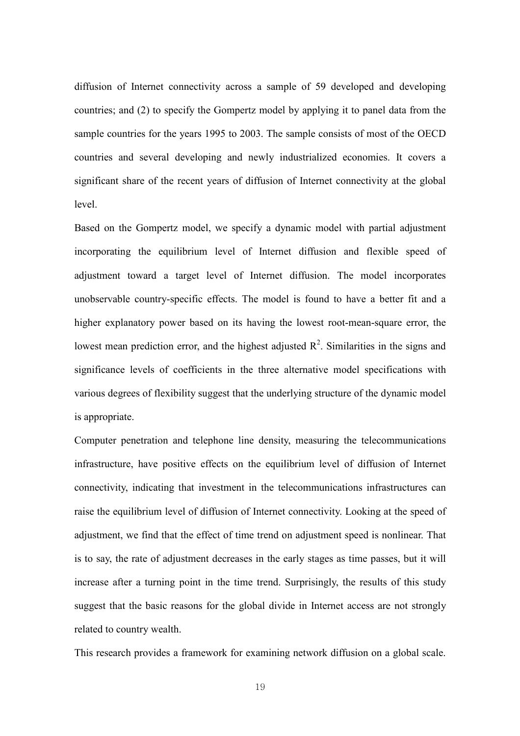diffusion of Internet connectivity across a sample of 59 developed and developing countries; and (2) to specify the Gompertz model by applying it to panel data from the sample countries for the years 1995 to 2003. The sample consists of most of the OECD countries and several developing and newly industrialized economies. It covers a significant share of the recent years of diffusion of Internet connectivity at the global level.

Based on the Gompertz model, we specify a dynamic model with partial adjustment incorporating the equilibrium level of Internet diffusion and flexible speed of adjustment toward a target level of Internet diffusion. The model incorporates unobservable country-specific effects. The model is found to have a better fit and a higher explanatory power based on its having the lowest root-mean-square error, the lowest mean prediction error, and the highest adjusted $R^2$. Similarities in the signs and significance levels of coefficients in the three alternative model specifications with various degrees of flexibility suggest that the underlying structure of the dynamic model is appropriate.

Computer penetration and telephone line density, measuring the telecommunications infrastructure, have positive effects on the equilibrium level of diffusion of Internet connectivity, indicating that investment in the telecommunications infrastructures can raise the equilibrium level of diffusion of Internet connectivity. Looking at the speed of adjustment, we find that the effect of time trend on adjustment speed is nonlinear. That is to say, the rate of adjustment decreases in the early stages as time passes, but it will increase after a turning point in the time trend. Surprisingly, the results of this study suggest that the basic reasons for the global divide in Internet access are not strongly related to country wealth.

This research provides a framework for examining network diffusion on a global scale.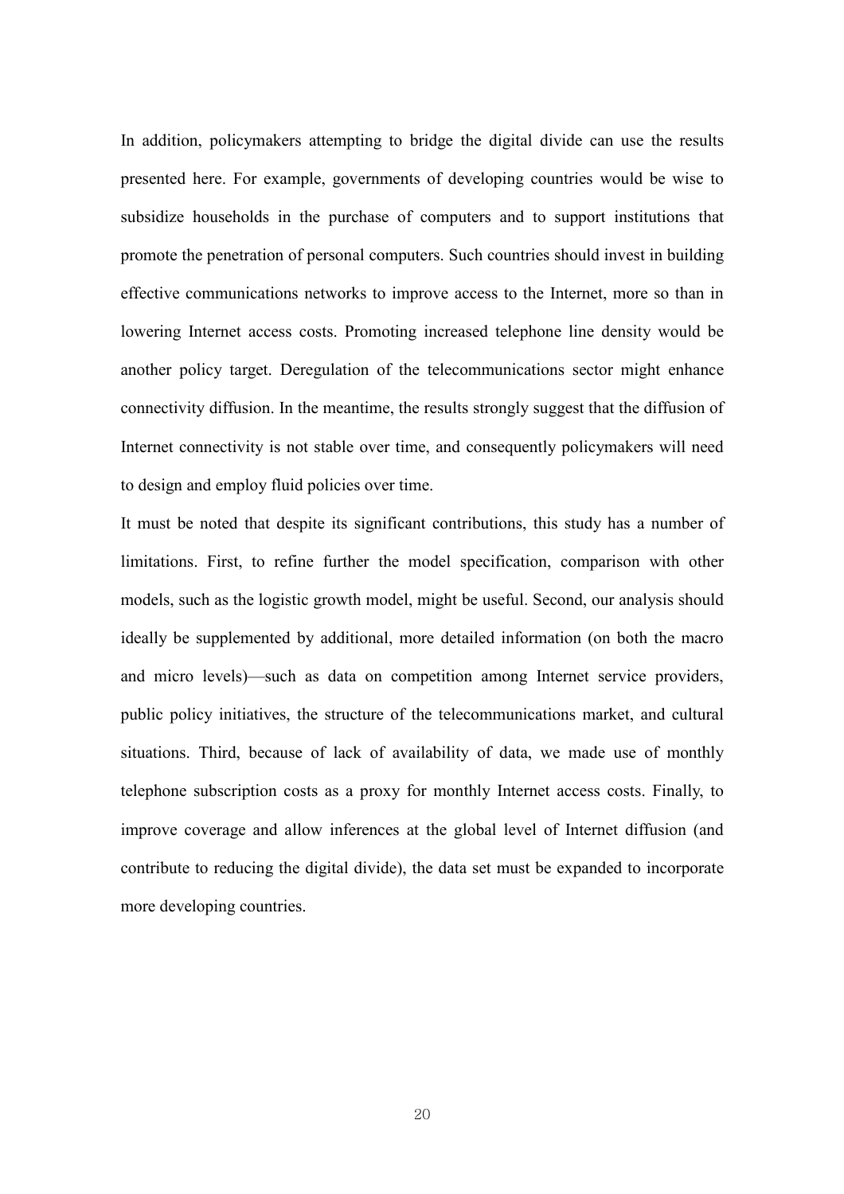In addition, policymakers attempting to bridge the digital divide can use the results presented here. For example, governments of developing countries would be wise to subsidize households in the purchase of computers and to support institutions that promote the penetration of personal computers. Such countries should invest in building effective communications networks to improve access to the Internet, more so than in lowering Internet access costs. Promoting increased telephone line density would be another policy target. Deregulation of the telecommunications sector might enhance connectivity diffusion. In the meantime, the results strongly suggest that the diffusion of Internet connectivity is not stable over time, and consequently policymakers will need to design and employ fluid policies over time.

It must be noted that despite its significant contributions, this study has a number of limitations. First, to refine further the model specification, comparison with other models, such as the logistic growth model, might be useful. Second, our analysis should ideally be supplemented by additional, more detailed information (on both the macro and micro levels)—such as data on competition among Internet service providers, public policy initiatives, the structure of the telecommunications market, and cultural situations. Third, because of lack of availability of data, we made use of monthly telephone subscription costs as a proxy for monthly Internet access costs. Finally, to improve coverage and allow inferences at the global level of Internet diffusion (and contribute to reducing the digital divide), the data set must be expanded to incorporate more developing countries.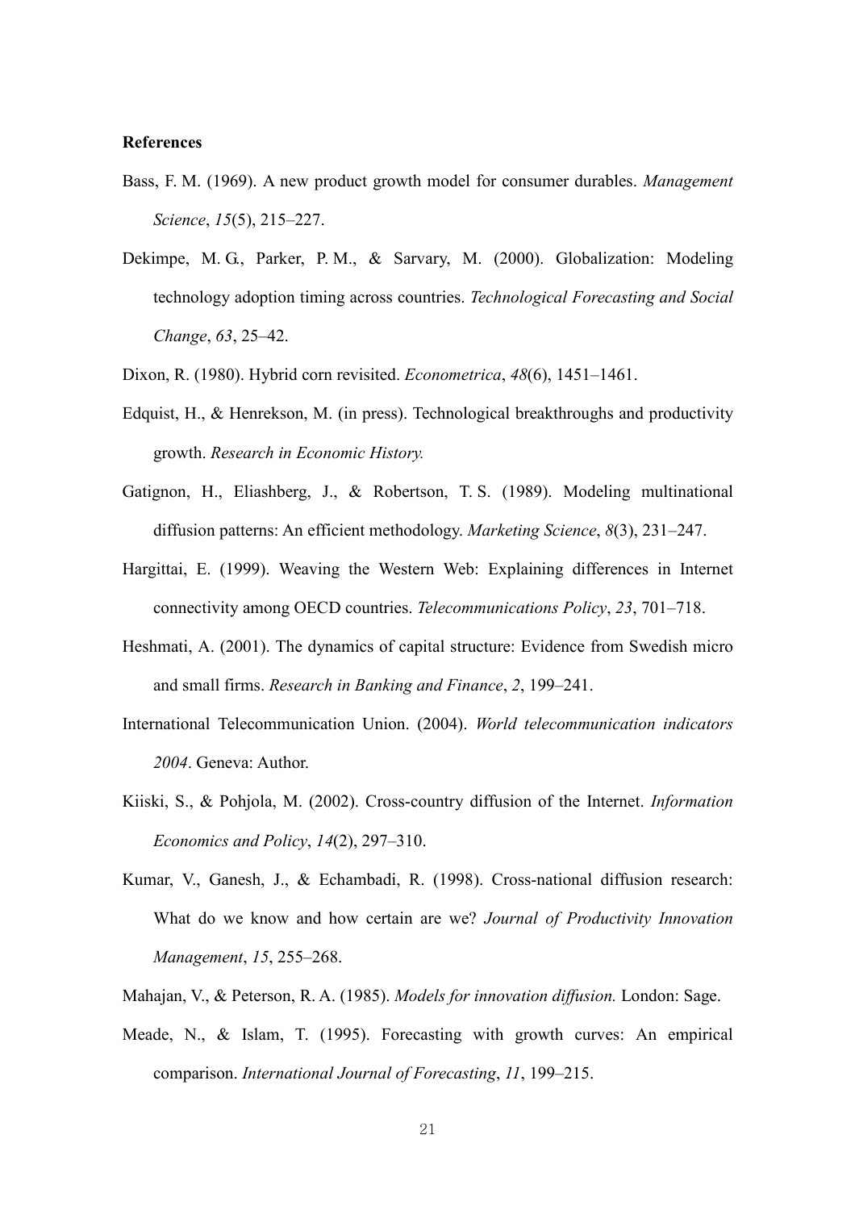**References**

Bass, F. M. (1969). A new product growth model for consumer durables. *Management Science*, *15*(5), 215–227.

Dekimpe, M. G., Parker, P. M., & Sarvary, M. (2000). Globalization: Modeling technology adoption timing across countries. *Technological Forecasting and Social Change*, *63*, 25–42.

Dixon, R. (1980). Hybrid corn revisited. *Econometrica*, *48*(6), 1451–1461.

Edquist, H., & Henrekson, M. (in press). Technological breakthroughs and productivity growth. *Research in Economic History.*

Gatignon, H., Eliashberg, J., & Robertson, T. S. (1989). Modeling multinational diffusion patterns: An efficient methodology. *Marketing Science*, *8*(3), 231–247.

Hargittai, E. (1999). Weaving the Western Web: Explaining differences in Internet connectivity among OECD countries. *Telecommunications Policy*, *23*, 701–718.

Heshmati, A. (2001). The dynamics of capital structure: Evidence from Swedish micro and small firms. *Research in Banking and Finance*, *2*, 199–241.

International Telecommunication Union. (2004). *World telecommunication indicators 2004*. Geneva: Author.

Kiiski, S., & Pohjola, M. (2002). Cross-country diffusion of the Internet. *Information Economics and Policy*, *14*(2), 297–310.

Kumar, V., Ganesh, J., & Echambadi, R. (1998). Cross-national diffusion research: What do we know and how certain are we? *Journal of Productivity Innovation Management*, *15*, 255–268.

Mahajan, V., & Peterson, R. A. (1985). *Models for innovation diffusion.* London: Sage.

Meade, N., & Islam, T. (1995). Forecasting with growth curves: An empirical comparison. *International Journal of Forecasting*, *11*, 199–215.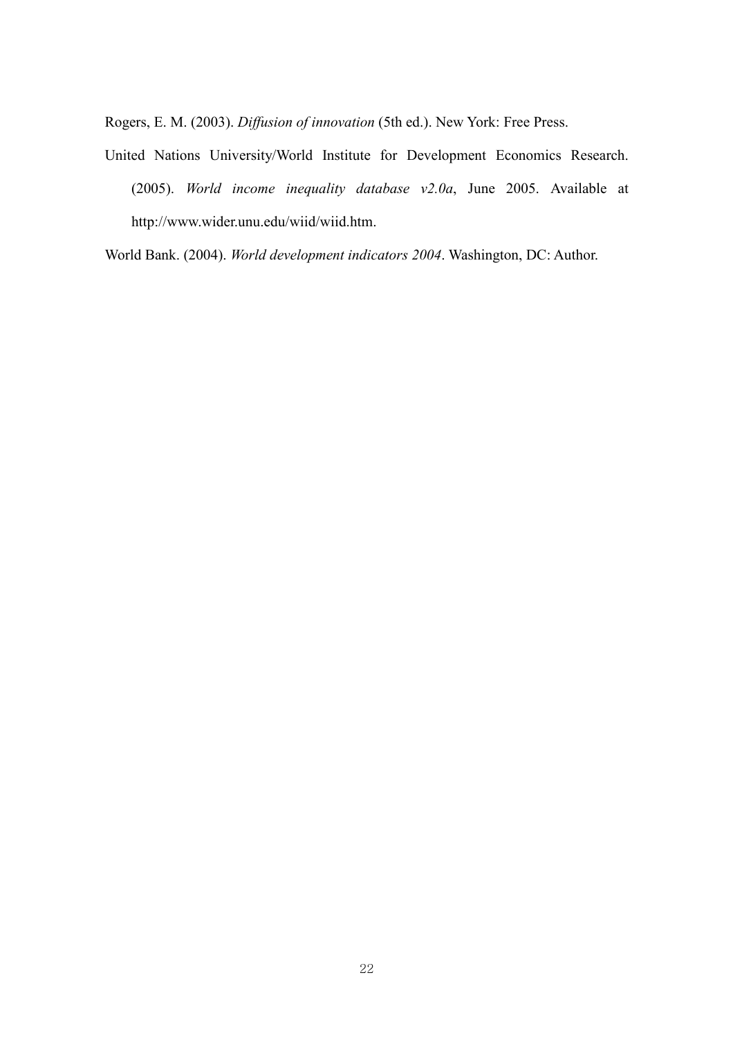Rogers, E. M. (2003). *Diffusion of innovation* (5th ed.). New York: Free Press.

United Nations University/World Institute for Development Economics Research. (2005). *World income inequality database v2.0a*, June 2005. Available at http://www.wider.unu.edu/wiid/wiid.htm.

World Bank. (2004). *World development indicators 2004*. Washington, DC: Author.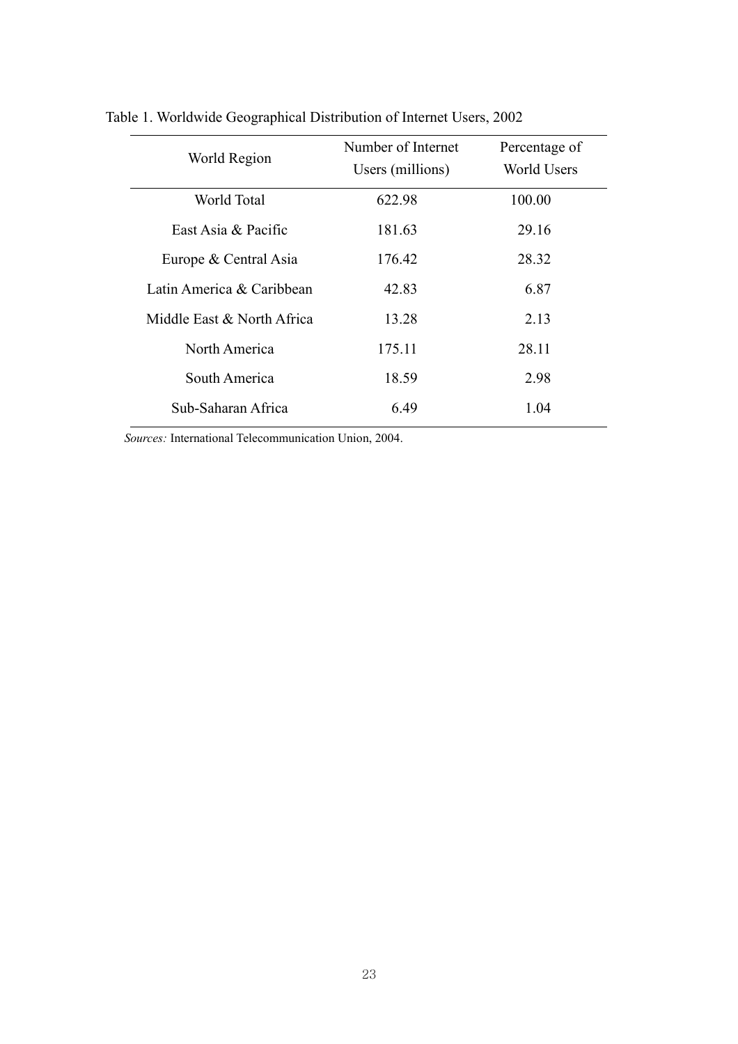Table 1. Worldwide Geographical Distribution of Internet Users, 2002

| World Region | Number of Internet Users (millions) | Percentage of World Users |
|---|---|---|
| World Total | 622.98 | 100.00 |
| East Asia & Pacific | 181.63 | 29.16 |
| Europe & Central Asia | 176.42 | 28.32 |
| Latin America & Caribbean | 42.83 | 6.87 |
| Middle East & North Africa | 13.28 | 2.13 |
| North America | 175.11 | 28.11 |
| South America | 18.59 | 2.98 |
| Sub-Saharan Africa | 6.49 | 1.04 |

*Sources:* International Telecommunication Union, 2004.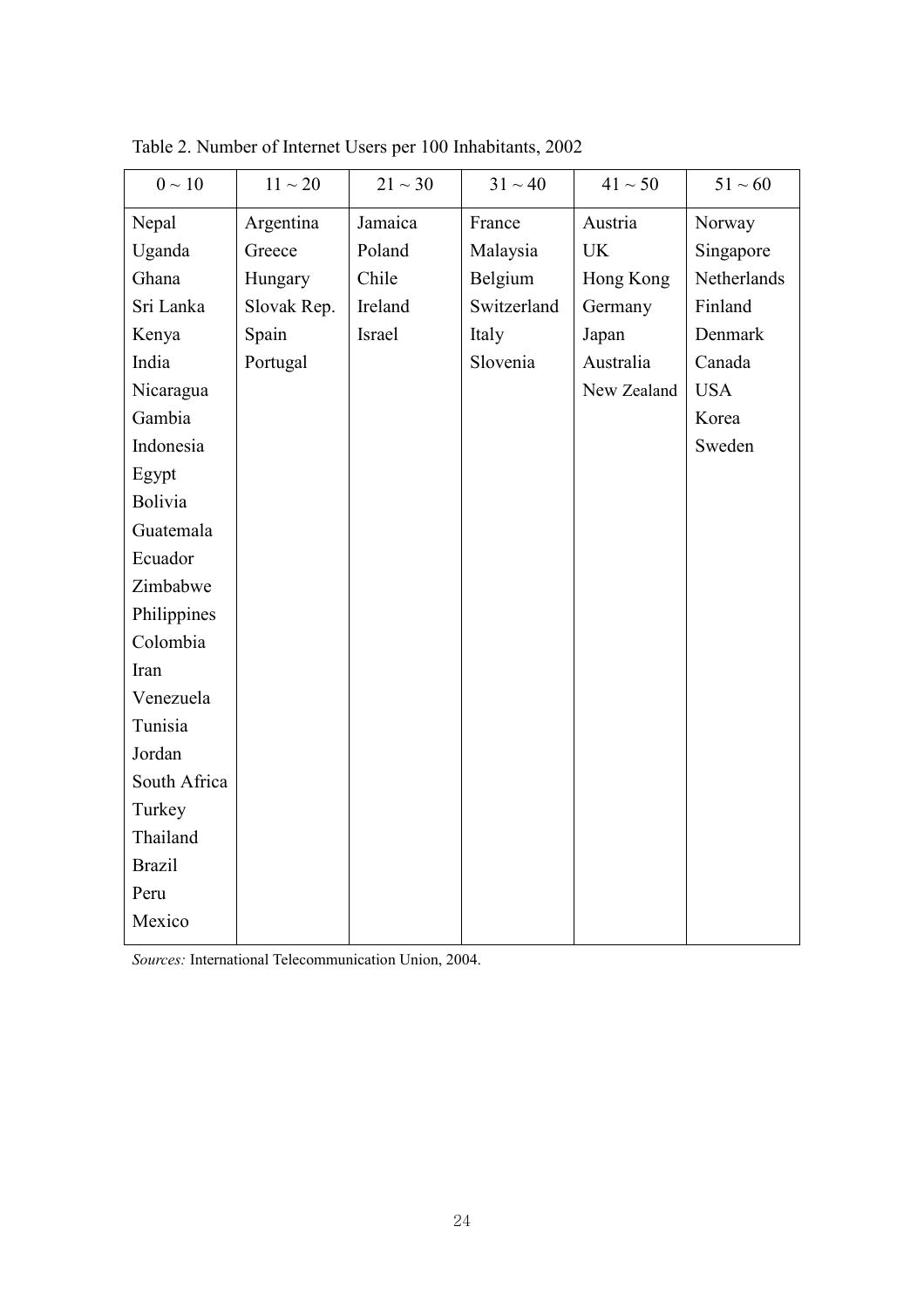Table 2. Number of Internet Users per 100 Inhabitants, 2002

| 0 ~ 10 | 11 ~ 20 | 21 ~ 30 | 31 ~ 40 | 41 ~ 50 | 51 ~ 60 |
|---|---|---|---|---|---|
| Nepal | Argentina | Jamaica | France | Austria | Norway |
| Uganda | Greece | Poland | Malaysia | UK | Singapore |
| Ghana | Hungary | Chile | Belgium | Hong Kong | Netherlands |
| Sri Lanka | Slovak Rep. | Ireland | Switzerland | Germany | Finland |
| Kenya | Spain | Israel | Italy | Japan | Denmark |
| India | Portugal | | Slovenia | Australia | Canada |
| Nicaragua | | | | New Zealand | USA |
| Gambia | | | | | Korea |
| Indonesia | | | | | Sweden |
| Egypt | | | | | |
| Bolivia | | | | | |
| Guatemala | | | | | |
| Ecuador | | | | | |
| Zimbabwe | | | | | |
| Philippines | | | | | |
| Colombia | | | | | |
| Iran | | | | | |
| Venezuela | | | | | |
| Tunisia | | | | | |
| Jordan | | | | | |
| South Africa | | | | | |
| Turkey | | | | | |
| Thailand | | | | | |
| Brazil | | | | | |
| Peru | | | | | |
| Mexico | | | | | |

*Sources:* International Telecommunication Union, 2004.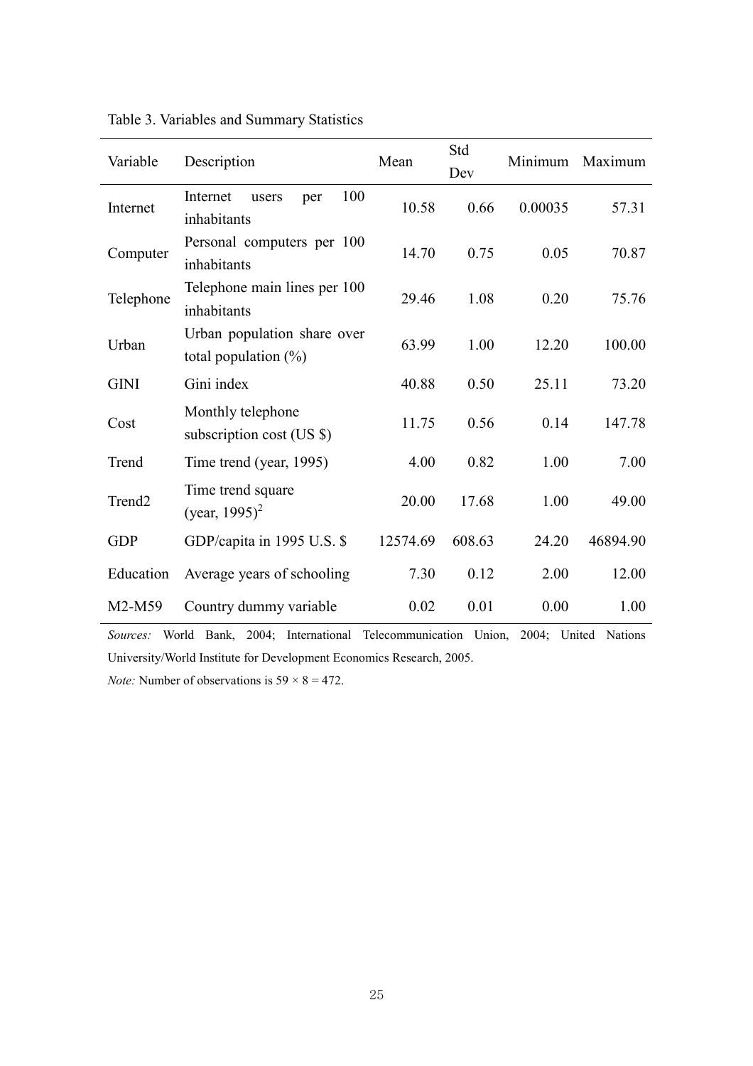Table 3. Variables and Summary Statistics

| Variable | Description | Mean | Std Dev | Minimum | Maximum |
|---|---|---|---|---|---|
| Internet | Internet users per 100 inhabitants | 10.58 | 0.66 | 0.00035 | 57.31 |
| Computer | Personal computers per 100 inhabitants | 14.70 | 0.75 | 0.05 | 70.87 |
| Telephone | Telephone main lines per 100 inhabitants | 29.46 | 1.08 | 0.20 | 75.76 |
| Urban | Urban population share over total population (%) | 63.99 | 1.00 | 12.20 | 100.00 |
| GINI | Gini index | 40.88 | 0.50 | 25.11 | 73.20 |
| Cost | Monthly telephone subscription cost (US $) | 11.75 | 0.56 | 0.14 | 147.78 |
| Trend | Time trend (year, 1995) | 4.00 | 0.82 | 1.00 | 7.00 |
| Trend2 | Time trend square (year, 1995)$^2$ | 20.00 | 17.68 | 1.00 | 49.00 |
| GDP | GDP/capita in 1995 U.S. $ | 12574.69 | 608.63 | 24.20 | 46894.90 |
| Education | Average years of schooling | 7.30 | 0.12 | 2.00 | 12.00 |
| M2-M59 | Country dummy variable | 0.02 | 0.01 | 0.00 | 1.00 |

*Sources:* World Bank, 2004; International Telecommunication Union, 2004; United Nations University/World Institute for Development Economics Research, 2005.

*Note:* Number of observations is $59 \times 8 = 472$.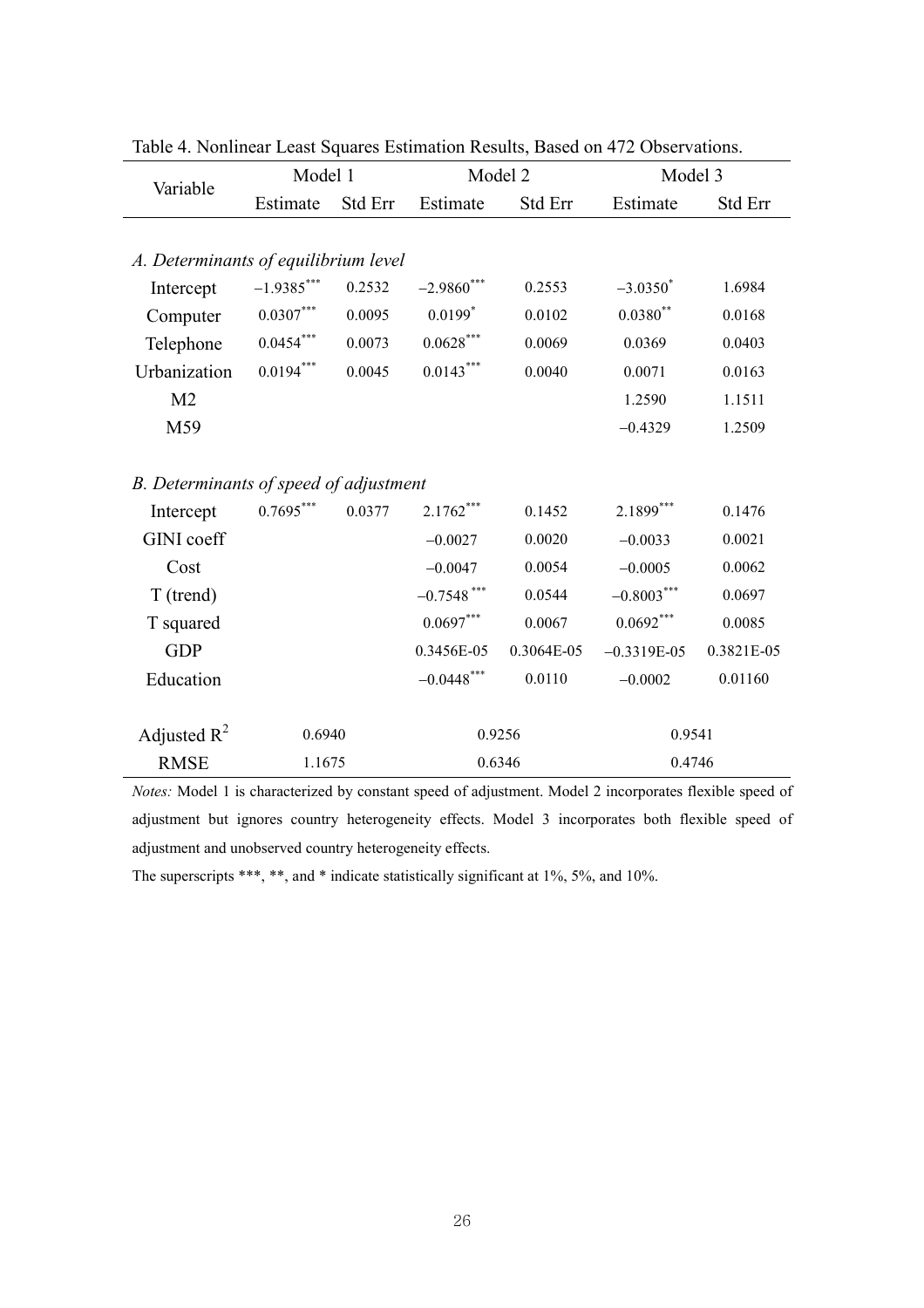Table 4. Nonlinear Least Squares Estimation Results, Based on 472 Observations.

| Variable | Model 1 | | Model 2 | | Model 3 | |
|---|---|---|---|---|---|---|
| | Estimate | Std Err | Estimate | Std Err | Estimate | Std Err |
| *A. Determinants of equilibrium level* | | | | | | |
| Intercept | −1.9385*** | 0.2532 | −2.9860*** | 0.2553 | −3.0350* | 1.6984 |
| Computer | 0.0307*** | 0.0095 | 0.0199* | 0.0102 | 0.0380** | 0.0168 |
| Telephone | 0.0454*** | 0.0073 | 0.0628*** | 0.0069 | 0.0369 | 0.0403 |
| Urbanization | 0.0194*** | 0.0045 | 0.0143*** | 0.0040 | 0.0071 | 0.0163 |
| M2 | | | | | 1.2590 | 1.1511 |
| M59 | | | | | −0.4329 | 1.2509 |
| *B. Determinants of speed of adjustment* | | | | | | |
| Intercept | 0.7695*** | 0.0377 | 2.1762*** | 0.1452 | 2.1899*** | 0.1476 |
| GINI coeff | | | −0.0027 | 0.0020 | −0.0033 | 0.0021 |
| Cost | | | −0.0047 | 0.0054 | −0.0005 | 0.0062 |
| T (trend) | | | −0.7548*** | 0.0544 | −0.8003*** | 0.0697 |
| T squared | | | 0.0697*** | 0.0067 | 0.0692*** | 0.0085 |
| GDP | | | 0.3456E-05 | 0.3064E-05 | −0.3319E-05 | 0.3821E-05 |
| Education | | | −0.0448*** | 0.0110 | −0.0002 | 0.01160 |
| Adjusted $R^2$ | 0.6940 | | 0.9256 | | 0.9541 | |
| RMSE | 1.1675 | | 0.6346 | | 0.4746 | |

*Notes:* Model 1 is characterized by constant speed of adjustment. Model 2 incorporates flexible speed of adjustment but ignores country heterogeneity effects. Model 3 incorporates both flexible speed of adjustment and unobserved country heterogeneity effects.

The superscripts ***, **, and * indicate statistically significant at 1%, 5%, and 10%.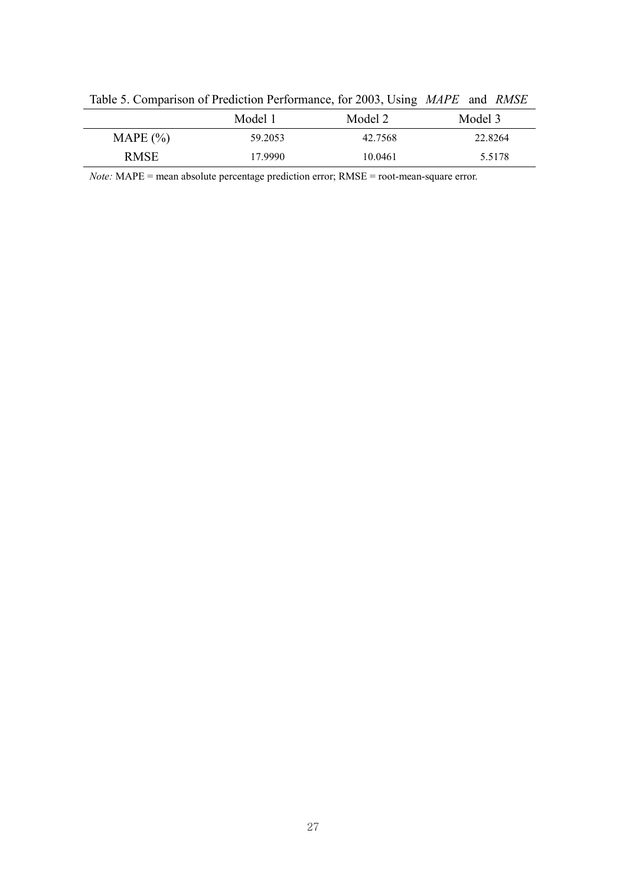Table 5. Comparison of Prediction Performance, for 2003, Using *MAPE* and *RMSE*

| | Model 1 | Model 2 | Model 3 |
|---|---|---|---|
| MAPE (%) | 59.2053 | 42.7568 | 22.8264 |
| RMSE | 17.9990 | 10.0461 | 5.5178 |

*Note:* MAPE = mean absolute percentage prediction error; RMSE = root-mean-square error.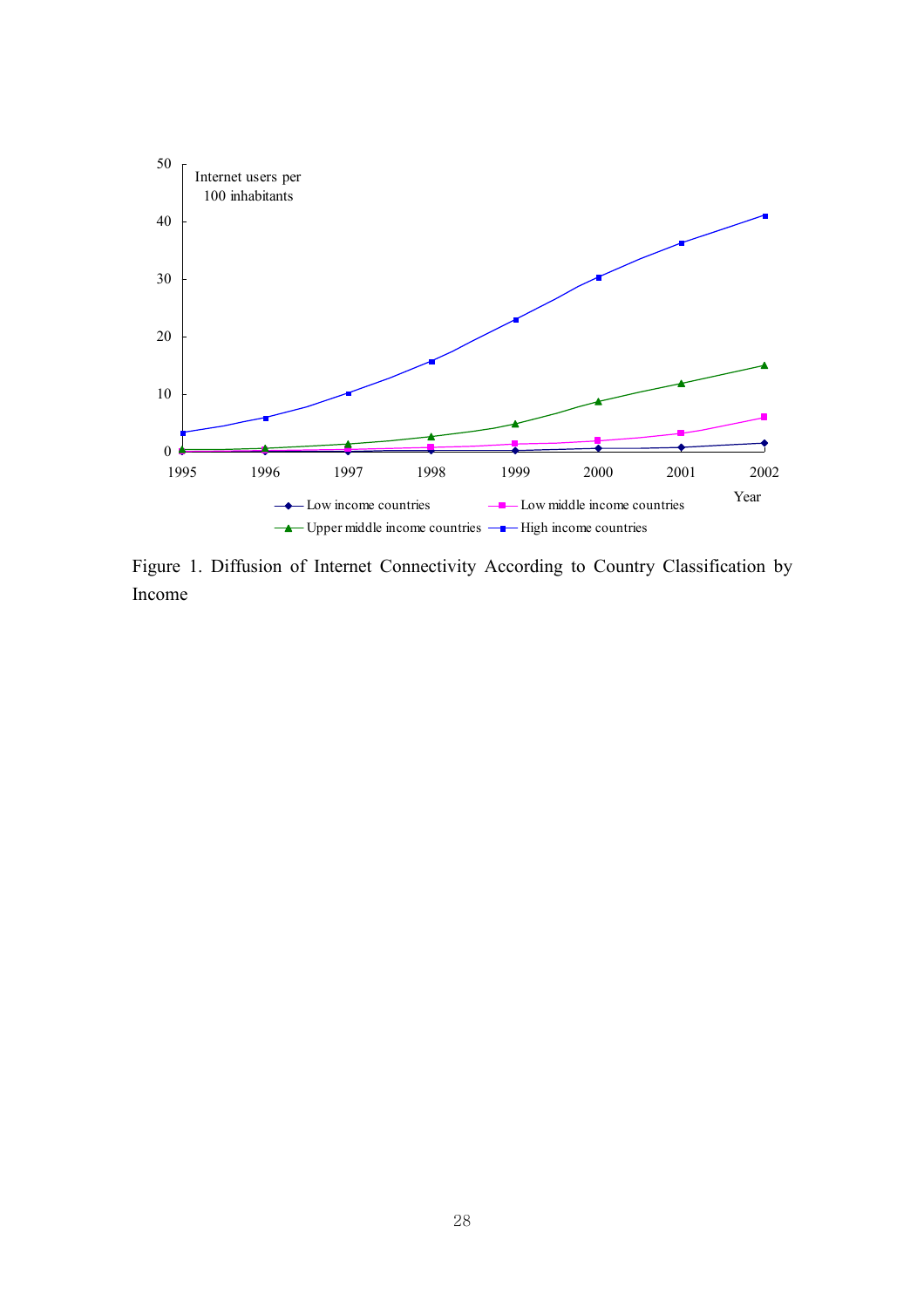50
40
30
20
10
0

Internet users per 100 inhabitants

1995 1996 1997 1998 1999 2000 2001 2002

Year

Low income countries
Low middle income countries
Upper middle income countries
High income countries

Figure 1. Diffusion of Internet Connectivity According to Country Classification by Income